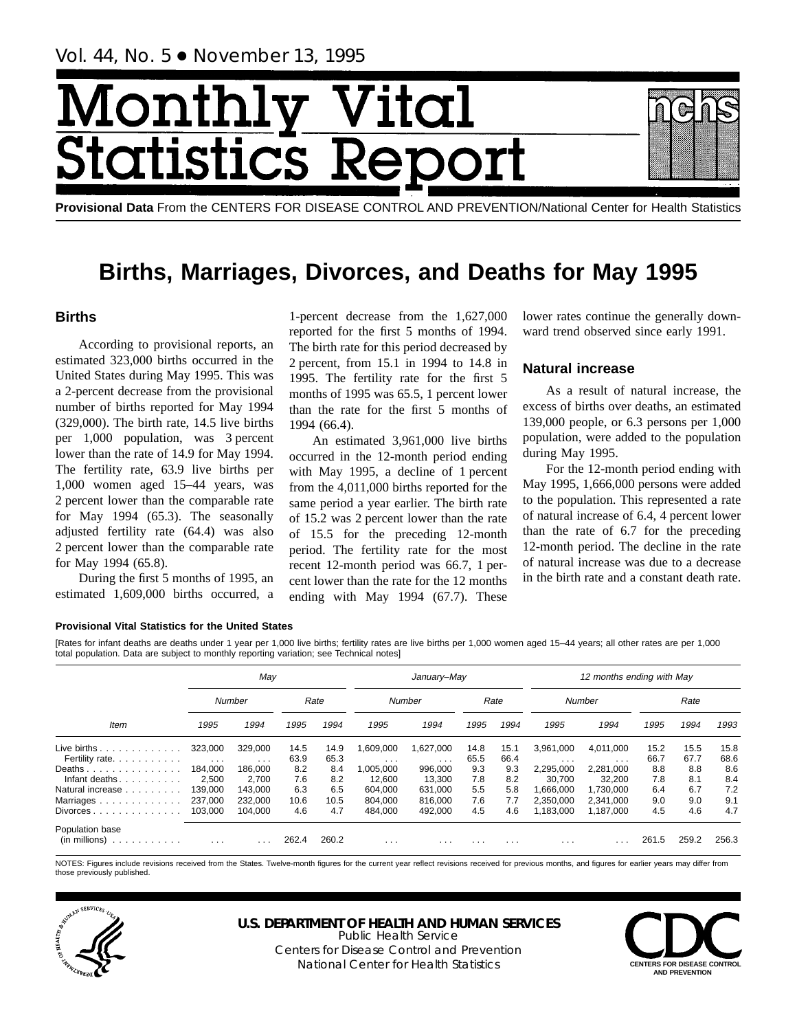Vol. 44, No. 5 • November 13, 1995

# Monthly Vital Statistics Report

**Provisional Data** From the CENTERS FOR DISEASE CONTROL AND PREVENTION/National Center for Health Statistics

## Births, Marriages, Divorces, and Deaths for May 1995

### Births

According to provisional reports, an estimated 323,000 births occurred in the United States during May 1995. This was a 2-percent decrease from the provisional number of births reported for May 1994 (329,000). The birth rate, 14.5 live births per 1,000 population, was 3 percent lower than the rate of 14.9 for May 1994. The fertility rate, 63.9 live births per 1,000 women aged 15–44 years, was 2 percent lower than the comparable rate for May 1994 (65.3). The seasonally adjusted fertility rate (64.4) was also 2 percent lower than the comparable rate for May 1994 (65.8).

During the first 5 months of 1995, an estimated 1,609,000 births occurred, a 1-percent decrease from the 1,627,000 reported for the first 5 months of 1994. The birth rate for this period decreased by 2 percent, from 15.1 in 1994 to 14.8 in 1995. The fertility rate for the first 5 months of 1995 was 65.5, 1 percent lower than the rate for the first 5 months of 1994 (66.4).

An estimated 3,961,000 live births occurred in the 12-month period ending with May 1995, a decline of 1 percent from the 4,011,000 births reported for the same period a year earlier. The birth rate of 15.2 was 2 percent lower than the rate of 15.5 for the preceding 12-month period. The fertility rate for the most recent 12-month period was 66.7, 1 percent lower than the rate for the 12 months ending with May 1994 (67.7). These lower rates continue the generally downward trend observed since early 1991.

### Natural increase

As a result of natural increase, the excess of births over deaths, an estimated 139,000 people, or 6.3 persons per 1,000 population, were added to the population during May 1995.

For the 12-month period ending with May 1995, 1,666,000 persons were added to the population. This represented a rate of natural increase of 6.4, 4 percent lower than the rate of 6.7 for the preceding 12-month period. The decline in the rate of natural increase was due to a decrease in the birth rate and a constant death rate.

**Provisional Vital Statistics for the United States**

[Rates for infant deaths are deaths under 1 year per 1,000 live births; fertility rates are live births per 1,000 women aged 15–44 years; all other rates are per 1,000 total population. Data are subject to monthly reporting variation; see Technical notes]

| Item | *May* | | | | *January–May* | | | | *12 months ending with May* | | | | |
|---|---|---|---|---|---|---|---|---|---|---|---|---|---|
| | *Number* | | *Rate* | | *Number* | | *Rate* | | *Number* | | *Rate* | | |
| | *1995* | *1994* | *1995* | *1994* | *1995* | *1994* | *1995* | *1994* | *1995* | *1994* | *1995* | *1994* | *1993* |
| Live births | 323,000 | 329,000 | 14.5 | 14.9 | 1,609,000 | 1,627,000 | 14.8 | 15.1 | 3,961,000 | 4,011,000 | 15.2 | 15.5 | 15.8 |
| Fertility rate | ... | ... | 63.9 | 65.3 | ... | ... | 65.5 | 66.4 | ... | ... | 66.7 | 67.7 | 68.6 |
| Deaths | 184,000 | 186,000 | 8.2 | 8.4 | 1,005,000 | 996,000 | 9.3 | 9.3 | 2,295,000 | 2,281,000 | 8.8 | 8.8 | 8.6 |
| Infant deaths | 2,500 | 2,700 | 7.6 | 8.2 | 12,600 | 13,300 | 7.8 | 8.2 | 30,700 | 32,200 | 7.8 | 8.1 | 8.4 |
| Natural increase | 139,000 | 143,000 | 6.3 | 6.5 | 604,000 | 631,000 | 5.5 | 5.8 | 1,666,000 | 1,730,000 | 6.4 | 6.7 | 7.2 |
| Marriages | 237,000 | 232,000 | 10.6 | 10.5 | 804,000 | 816,000 | 7.6 | 7.7 | 2,350,000 | 2,341,000 | 9.0 | 9.0 | 9.1 |
| Divorces | 103,000 | 104,000 | 4.6 | 4.7 | 484,000 | 492,000 | 4.5 | 4.6 | 1,183,000 | 1,187,000 | 4.5 | 4.6 | 4.7 |
| Population base (in millions) | ... | ... | 262.4 | 260.2 | ... | ... | ... | ... | ... | ... | 261.5 | 259.2 | 256.3 |

NOTES: Figures include revisions received from the States. Twelve-month figures for the current year reflect revisions received for previous months, and figures for earlier years may differ from those previously published.

**U.S. DEPARTMENT OF HEALTH AND HUMAN SERVICES**
Public Health Service
Centers for Disease Control and Prevention
National Center for Health Statistics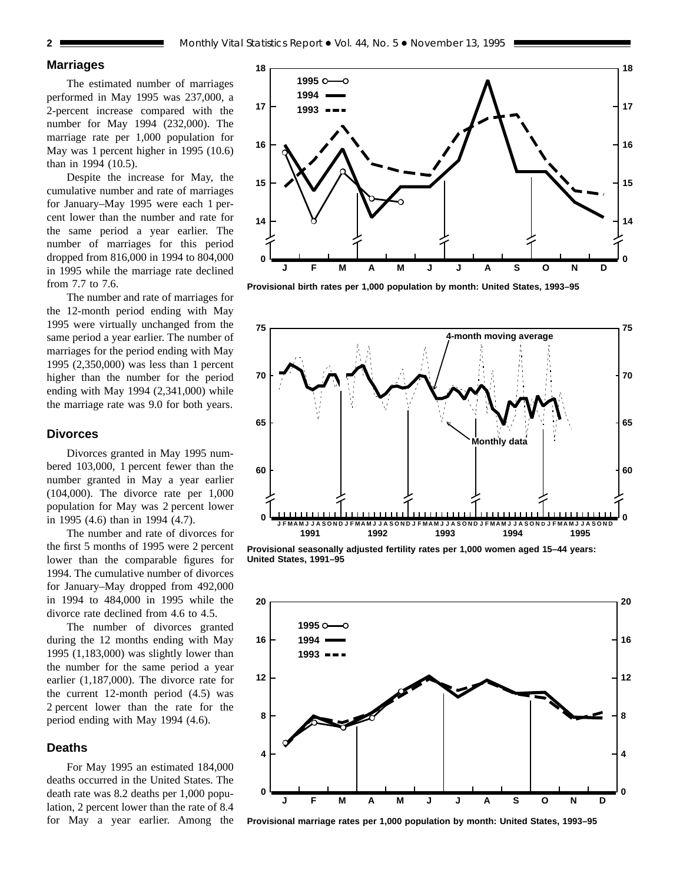## Marriages

The estimated number of marriages performed in May 1995 was 237,000, a 2-percent increase compared with the number for May 1994 (232,000). The marriage rate per 1,000 population for May was 1 percent higher in 1995 (10.6) than in 1994 (10.5).

Despite the increase for May, the cumulative number and rate of marriages for January–May 1995 were each 1 percent lower than the number and rate for the same period a year earlier. The number of marriages for this period dropped from 816,000 in 1994 to 804,000 in 1995 while the marriage rate declined from 7.7 to 7.6.

The number and rate of marriages for the 12-month period ending with May 1995 were virtually unchanged from the same period a year earlier. The number of marriages for the period ending with May 1995 (2,350,000) was less than 1 percent higher than the number for the period ending with May 1994 (2,341,000) while the marriage rate was 9.0 for both years.

## Divorces

Divorces granted in May 1995 numbered 103,000, 1 percent fewer than the number granted in May a year earlier (104,000). The divorce rate per 1,000 population for May was 2 percent lower in 1995 (4.6) than in 1994 (4.7).

The number and rate of divorces for the first 5 months of 1995 were 2 percent lower than the comparable figures for 1994. The cumulative number of divorces for January–May dropped from 492,000 in 1994 to 484,000 in 1995 while the divorce rate declined from 4.6 to 4.5.

The number of divorces granted during the 12 months ending with May 1995 (1,183,000) was slightly lower than the number for the same period a year earlier (1,187,000). The divorce rate for the current 12-month period (4.5) was 2 percent lower than the rate for the period ending with May 1994 (4.6).

## Deaths

For May 1995 an estimated 184,000 deaths occurred in the United States. The death rate was 8.2 deaths per 1,000 population, 2 percent lower than the rate of 8.4 for May a year earlier. Among the

**Provisional birth rates per 1,000 population by month: United States, 1993–95**

**Provisional seasonally adjusted fertility rates per 1,000 women aged 15–44 years: United States, 1991–95**

**Provisional marriage rates per 1,000 population by month: United States, 1993–95**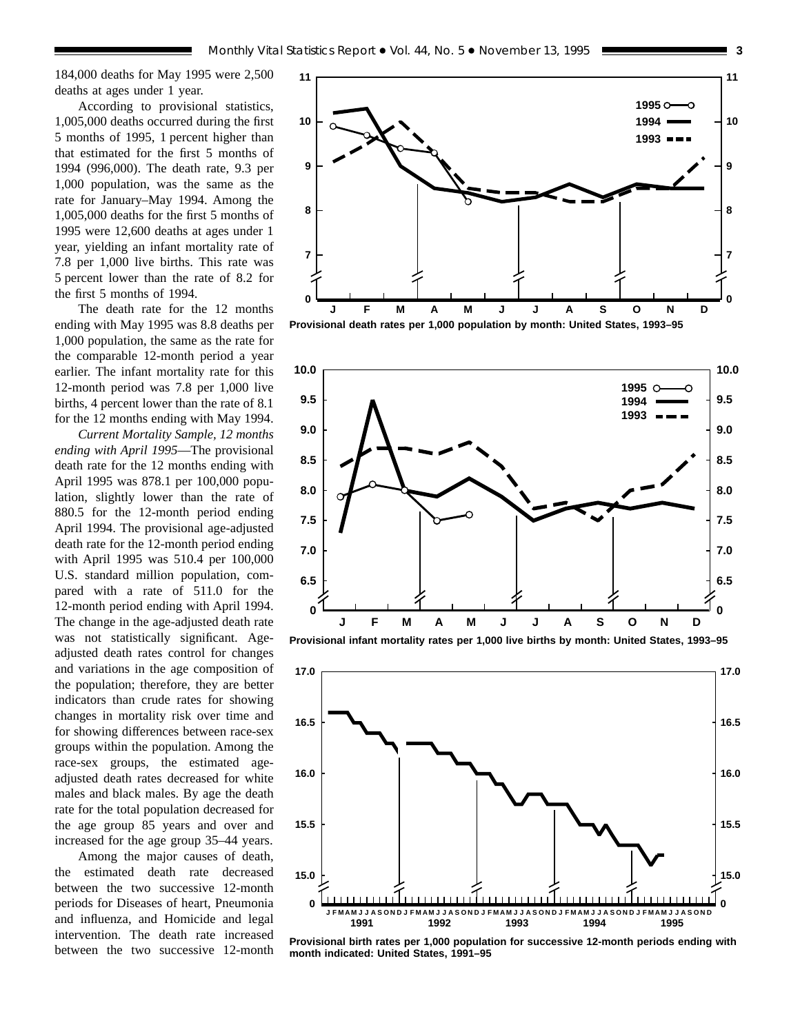184,000 deaths for May 1995 were 2,500 deaths at ages under 1 year.

According to provisional statistics, 1,005,000 deaths occurred during the first 5 months of 1995, 1 percent higher than that estimated for the first 5 months of 1994 (996,000). The death rate, 9.3 per 1,000 population, was the same as the rate for January–May 1994. Among the 1,005,000 deaths for the first 5 months of 1995 were 12,600 deaths at ages under 1 year, yielding an infant mortality rate of 7.8 per 1,000 live births. This rate was 5 percent lower than the rate of 8.2 for the first 5 months of 1994.

The death rate for the 12 months ending with May 1995 was 8.8 deaths per 1,000 population, the same as the rate for the comparable 12-month period a year earlier. The infant mortality rate for this 12-month period was 7.8 per 1,000 live births, 4 percent lower than the rate of 8.1 for the 12 months ending with May 1994.

*Current Mortality Sample, 12 months ending with April 1995*—The provisional death rate for the 12 months ending with April 1995 was 878.1 per 100,000 population, slightly lower than the rate of 880.5 for the 12-month period ending April 1994. The provisional age-adjusted death rate for the 12-month period ending with April 1995 was 510.4 per 100,000 U.S. standard million population, compared with a rate of 511.0 for the 12-month period ending with April 1994. The change in the age-adjusted death rate was not statistically significant. Age-adjusted death rates control for changes and variations in the age composition of the population; therefore, they are better indicators than crude rates for showing changes in mortality risk over time and for showing differences between race-sex groups within the population. Among the race-sex groups, the estimated age-adjusted death rates decreased for white males and black males. By age the death rate for the total population decreased for the age group 85 years and over and increased for the age group 35–44 years.

Among the major causes of death, the estimated death rate decreased between the two successive 12-month periods for Diseases of heart, Pneumonia and influenza, and Homicide and legal intervention. The death rate increased between the two successive 12-month

**Provisional death rates per 1,000 population by month: United States, 1993–95**

**Provisional infant mortality rates per 1,000 live births by month: United States, 1993–95**

**Provisional birth rates per 1,000 population for successive 12-month periods ending with month indicated: United States, 1991–95**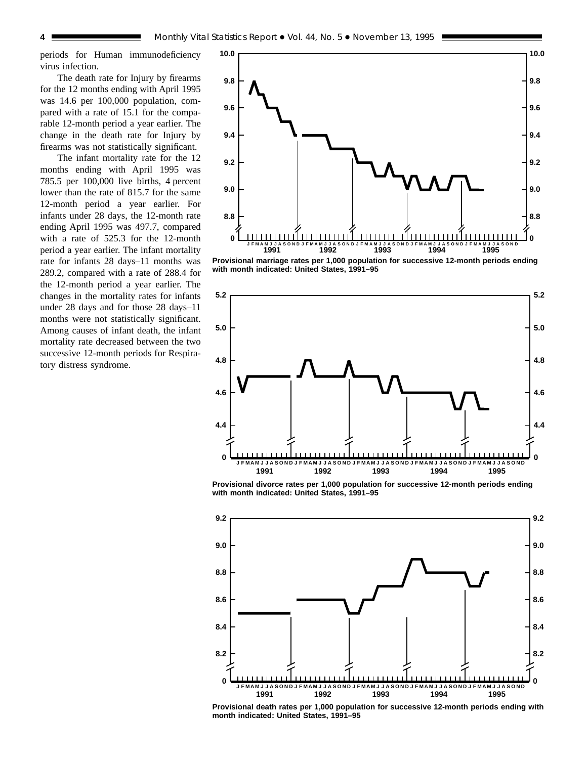periods for Human immunodeficiency virus infection.

The death rate for Injury by firearms for the 12 months ending with April 1995 was 14.6 per 100,000 population, compared with a rate of 15.1 for the comparable 12-month period a year earlier. The change in the death rate for Injury by firearms was not statistically significant.

The infant mortality rate for the 12 months ending with April 1995 was 785.5 per 100,000 live births, 4 percent lower than the rate of 815.7 for the same 12-month period a year earlier. For infants under 28 days, the 12-month rate ending April 1995 was 497.7, compared with a rate of 525.3 for the 12-month period a year earlier. The infant mortality rate for infants 28 days–11 months was 289.2, compared with a rate of 288.4 for the 12-month period a year earlier. The changes in the mortality rates for infants under 28 days and for those 28 days–11 months were not statistically significant. Among causes of infant death, the infant mortality rate decreased between the two successive 12-month periods for Respiratory distress syndrome.

**Provisional marriage rates per 1,000 population for successive 12-month periods ending with month indicated: United States, 1991–95**

**Provisional divorce rates per 1,000 population for successive 12-month periods ending with month indicated: United States, 1991–95**

**Provisional death rates per 1,000 population for successive 12-month periods ending with month indicated: United States, 1991–95**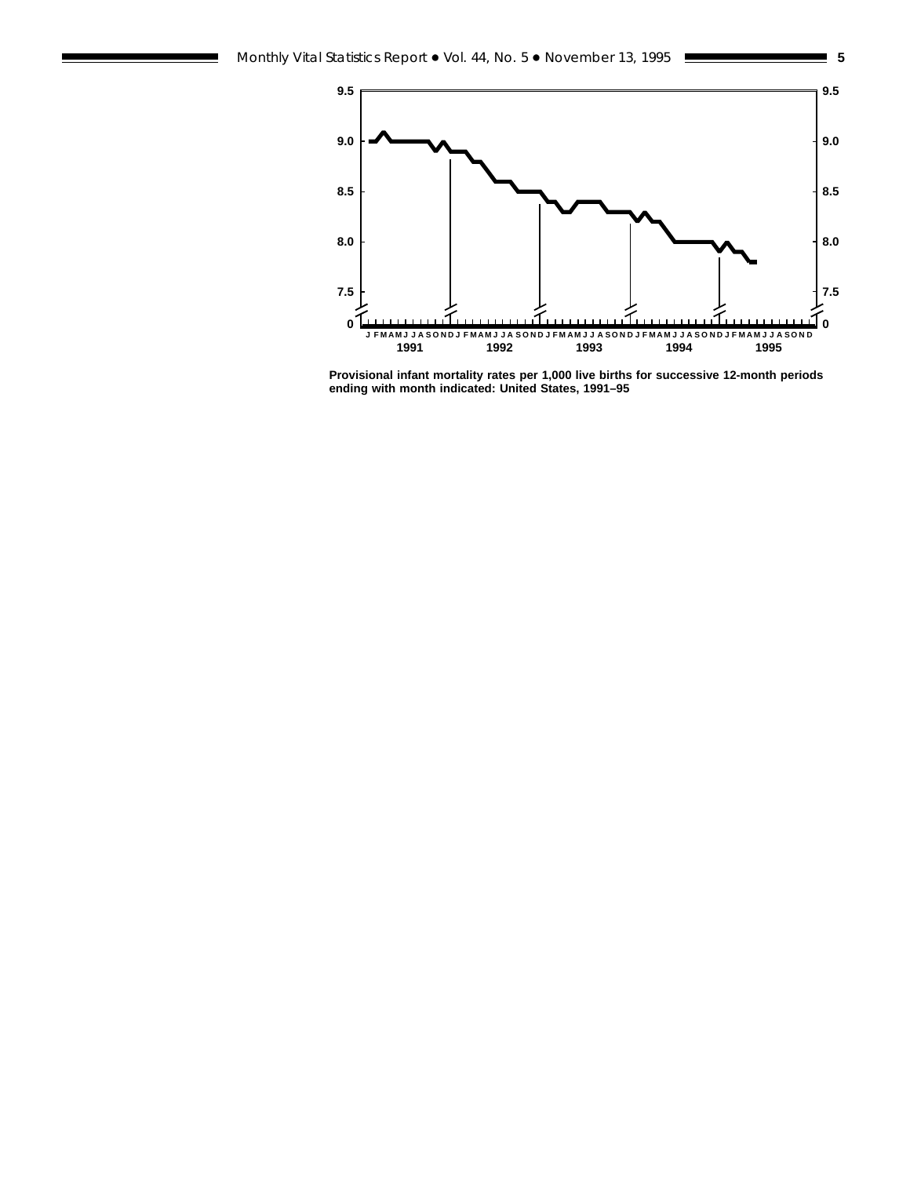Provisional infant mortality rates per 1,000 live births for successive 12-month periods ending with month indicated: United States, 1991–95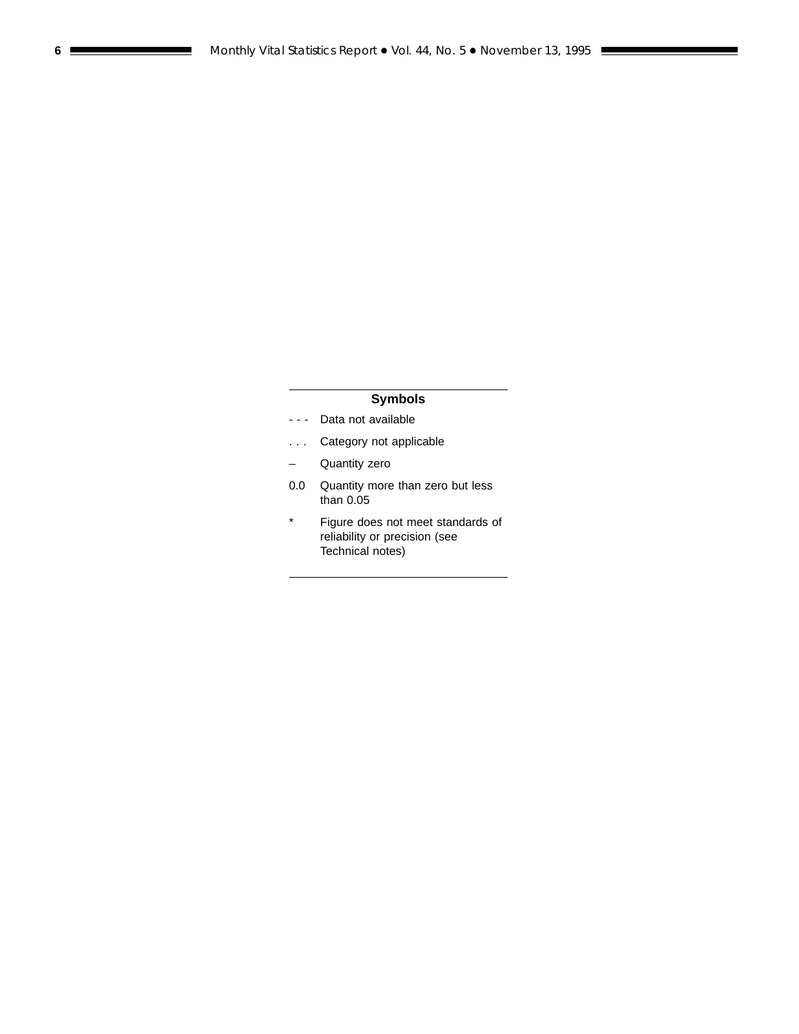## Symbols

| Symbol | Meaning |
|---|---|
| - - - | Data not available |
| . . . | Category not applicable |
| – | Quantity zero |
| 0.0 | Quantity more than zero but less than 0.05 |
| * | Figure does not meet standards of reliability or precision (see Technical notes) |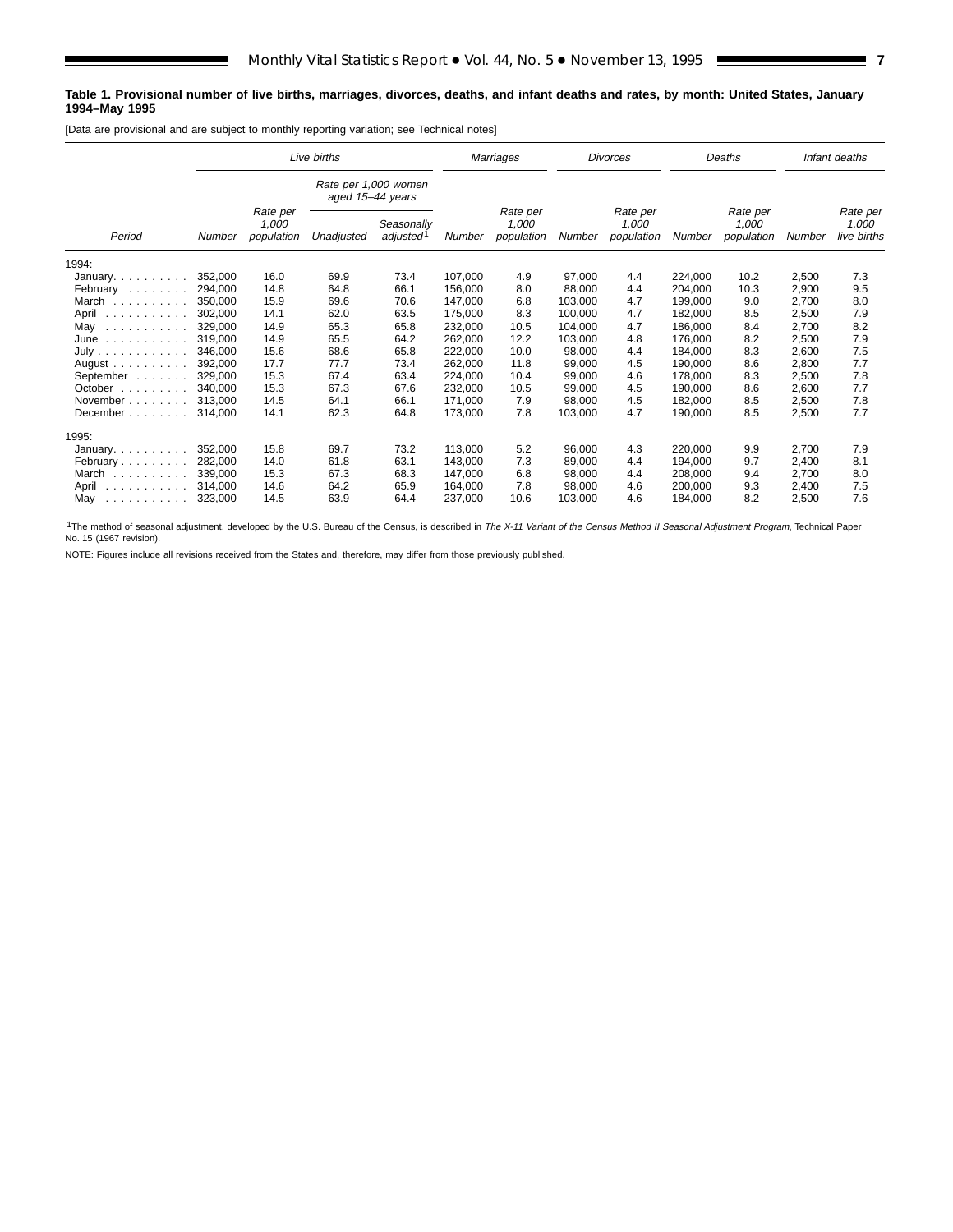**Table 1. Provisional number of live births, marriages, divorces, deaths, and infant deaths and rates, by month: United States, January 1994–May 1995**

[Data are provisional and are subject to monthly reporting variation; see Technical notes]

| Period | Live births | | | | Marriages | | Divorces | | Deaths | | Infant deaths | |
|---|---|---|---|---|---|---|---|---|---|---|---|---|
| | | | Rate per 1,000 women aged 15–44 years | | | | | | | | | |
| | Number | Rate per 1,000 population | Unadjusted | Seasonally adjusted[1] | Number | Rate per 1,000 population | Number | Rate per 1,000 population | Number | Rate per 1,000 population | Number | Rate per 1,000 live births |
| 1994: | | | | | | | | | | | | |
| January | 352,000 | 16.0 | 69.9 | 73.4 | 107,000 | 4.9 | 97,000 | 4.4 | 224,000 | 10.2 | 2,500 | 7.3 |
| February | 294,000 | 14.8 | 64.8 | 66.1 | 156,000 | 8.0 | 88,000 | 4.4 | 204,000 | 10.3 | 2,900 | 9.5 |
| March | 350,000 | 15.9 | 69.6 | 70.6 | 147,000 | 6.8 | 103,000 | 4.7 | 199,000 | 9.0 | 2,700 | 8.0 |
| April | 302,000 | 14.1 | 62.0 | 63.5 | 175,000 | 8.3 | 100,000 | 4.7 | 182,000 | 8.5 | 2,500 | 7.9 |
| May | 329,000 | 14.9 | 65.3 | 65.8 | 232,000 | 10.5 | 104,000 | 4.7 | 186,000 | 8.4 | 2,700 | 8.2 |
| June | 319,000 | 14.9 | 65.5 | 64.2 | 262,000 | 12.2 | 103,000 | 4.8 | 176,000 | 8.2 | 2,500 | 7.9 |
| July | 346,000 | 15.6 | 68.6 | 65.8 | 222,000 | 10.0 | 98,000 | 4.4 | 184,000 | 8.3 | 2,600 | 7.5 |
| August | 392,000 | 17.7 | 77.7 | 73.4 | 262,000 | 11.8 | 99,000 | 4.5 | 190,000 | 8.6 | 2,800 | 7.7 |
| September | 329,000 | 15.3 | 67.4 | 63.4 | 224,000 | 10.4 | 99,000 | 4.6 | 178,000 | 8.3 | 2,500 | 7.8 |
| October | 340,000 | 15.3 | 67.3 | 67.6 | 232,000 | 10.5 | 99,000 | 4.5 | 190,000 | 8.6 | 2,600 | 7.7 |
| November | 313,000 | 14.5 | 64.1 | 66.1 | 171,000 | 7.9 | 98,000 | 4.5 | 182,000 | 8.5 | 2,500 | 7.8 |
| December | 314,000 | 14.1 | 62.3 | 64.8 | 173,000 | 7.8 | 103,000 | 4.7 | 190,000 | 8.5 | 2,500 | 7.7 |
| 1995: | | | | | | | | | | | | |
| January | 352,000 | 15.8 | 69.7 | 73.2 | 113,000 | 5.2 | 96,000 | 4.3 | 220,000 | 9.9 | 2,700 | 7.9 |
| February | 282,000 | 14.0 | 61.8 | 63.1 | 143,000 | 7.3 | 89,000 | 4.4 | 194,000 | 9.7 | 2,400 | 8.1 |
| March | 339,000 | 15.3 | 67.3 | 68.3 | 147,000 | 6.8 | 98,000 | 4.4 | 208,000 | 9.4 | 2,700 | 8.0 |
| April | 314,000 | 14.6 | 64.2 | 65.9 | 164,000 | 7.8 | 98,000 | 4.6 | 200,000 | 9.3 | 2,400 | 7.5 |
| May | 323,000 | 14.5 | 63.9 | 64.4 | 237,000 | 10.6 | 103,000 | 4.6 | 184,000 | 8.2 | 2,500 | 7.6 |

[1]The method of seasonal adjustment, developed by the U.S. Bureau of the Census, is described in *The X-11 Variant of the Census Method II Seasonal Adjustment Program*, Technical Paper No. 15 (1967 revision).

NOTE: Figures include all revisions received from the States and, therefore, may differ from those previously published.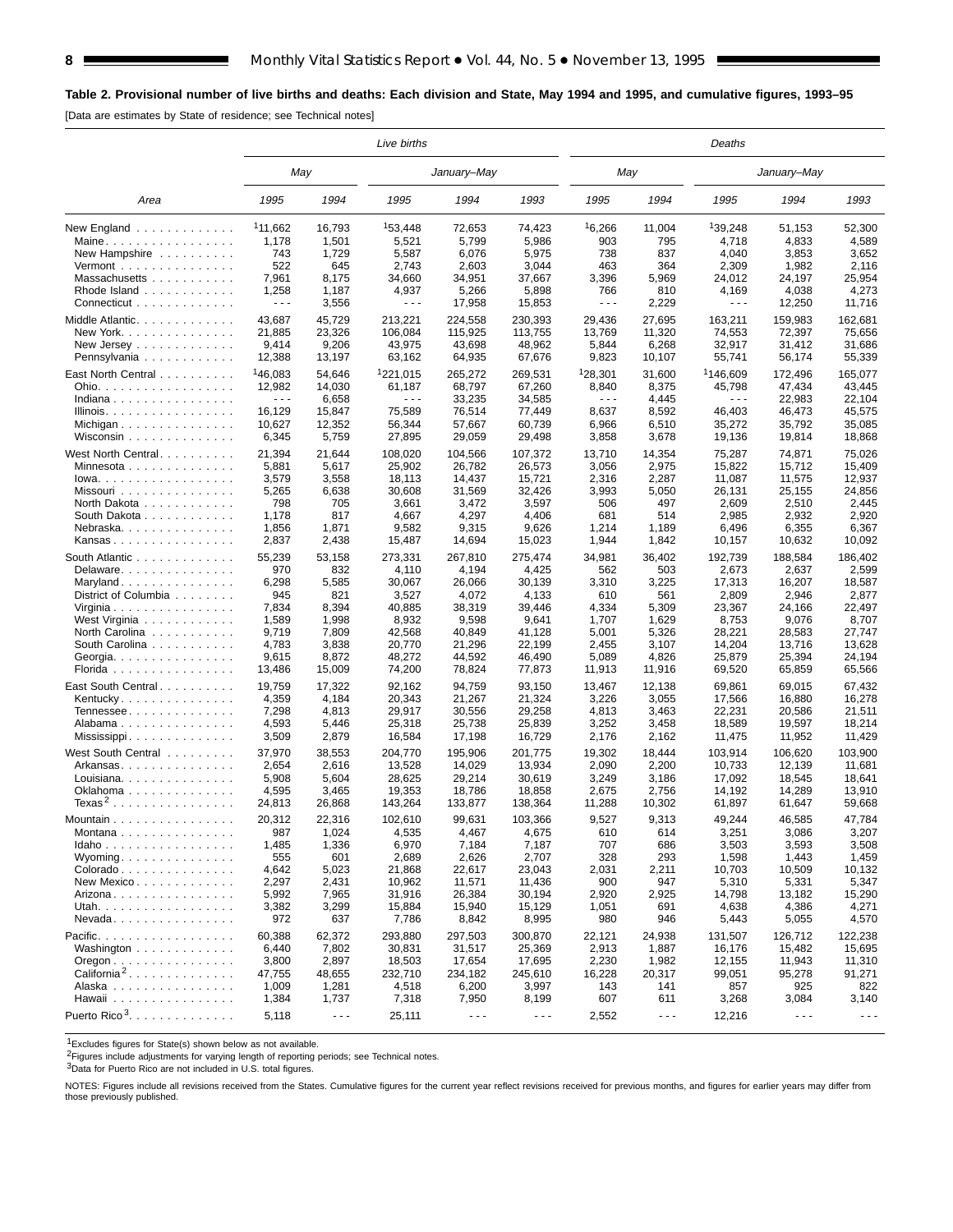**Table 2. Provisional number of live births and deaths: Each division and State, May 1994 and 1995, and cumulative figures, 1993–95**

[Data are estimates by State of residence; see Technical notes]

| Area | Live births | | | | | Deaths | | | | |
|---|---|---|---|---|---|---|---|---|---|---|
| | May | | January–May | | | May | | January–May | | |
| | 1995 | 1994 | 1995 | 1994 | 1993 | 1995 | 1994 | 1995 | 1994 | 1993 |
| New England | [1]11,662 | 16,793 | [1]53,448 | 72,653 | 74,423 | [1]6,266 | 11,004 | [1]39,248 | 51,153 | 52,300 |
| Maine | 1,178 | 1,501 | 5,521 | 5,799 | 5,986 | 903 | 795 | 4,718 | 4,833 | 4,589 |
| New Hampshire | 743 | 1,729 | 5,587 | 6,076 | 5,975 | 738 | 837 | 4,040 | 3,853 | 3,652 |
| Vermont | 522 | 645 | 2,743 | 2,603 | 3,044 | 463 | 364 | 2,309 | 1,982 | 2,116 |
| Massachusetts | 7,961 | 8,175 | 34,660 | 34,951 | 37,667 | 3,396 | 5,969 | 24,012 | 24,197 | 25,954 |
| Rhode Island | 1,258 | 1,187 | 4,937 | 5,266 | 5,898 | 766 | 810 | 4,169 | 4,038 | 4,273 |
| Connecticut | - - - | 3,556 | - - - | 17,958 | 15,853 | - - - | 2,229 | - - - | 12,250 | 11,716 |
| Middle Atlantic | 43,687 | 45,729 | 213,221 | 224,558 | 230,393 | 29,436 | 27,695 | 163,211 | 159,983 | 162,681 |
| New York | 21,885 | 23,326 | 106,084 | 115,925 | 113,755 | 13,769 | 11,320 | 74,553 | 72,397 | 75,656 |
| New Jersey | 9,414 | 9,206 | 43,975 | 43,698 | 48,962 | 5,844 | 6,268 | 32,917 | 31,412 | 31,686 |
| Pennsylvania | 12,388 | 13,197 | 63,162 | 64,935 | 67,676 | 9,823 | 10,107 | 55,741 | 56,174 | 55,339 |
| East North Central | [1]46,083 | 54,646 | [1]221,015 | 265,272 | 269,531 | [1]28,301 | 31,600 | [1]146,609 | 172,496 | 165,077 |
| Ohio | 12,982 | 14,030 | 61,187 | 68,797 | 67,260 | 8,840 | 8,375 | 45,798 | 47,434 | 43,445 |
| Indiana | - - - | 6,658 | - - - | 33,235 | 34,585 | - - - | 4,445 | - - - | 22,983 | 22,104 |
| Illinois | 16,129 | 15,847 | 75,589 | 76,514 | 77,449 | 8,637 | 8,592 | 46,403 | 46,473 | 45,575 |
| Michigan | 10,627 | 12,352 | 56,344 | 57,667 | 60,739 | 6,966 | 6,510 | 35,272 | 35,792 | 35,085 |
| Wisconsin | 6,345 | 5,759 | 27,895 | 29,059 | 29,498 | 3,858 | 3,678 | 19,136 | 19,814 | 18,868 |
| West North Central | 21,394 | 21,644 | 108,020 | 104,566 | 107,372 | 13,710 | 14,354 | 75,287 | 74,871 | 75,026 |
| Minnesota | 5,881 | 5,617 | 25,902 | 26,782 | 26,573 | 3,056 | 2,975 | 15,822 | 15,712 | 15,409 |
| Iowa | 3,579 | 3,558 | 18,113 | 14,437 | 15,721 | 2,316 | 2,287 | 11,087 | 11,575 | 12,937 |
| Missouri | 5,265 | 6,638 | 30,608 | 31,569 | 32,426 | 3,993 | 5,050 | 26,131 | 25,155 | 24,856 |
| North Dakota | 798 | 705 | 3,661 | 3,472 | 3,597 | 506 | 497 | 2,609 | 2,510 | 2,445 |
| South Dakota | 1,178 | 817 | 4,667 | 4,297 | 4,406 | 681 | 514 | 2,985 | 2,932 | 2,920 |
| Nebraska | 1,856 | 1,871 | 9,582 | 9,315 | 9,626 | 1,214 | 1,189 | 6,496 | 6,355 | 6,367 |
| Kansas | 2,837 | 2,438 | 15,487 | 14,694 | 15,023 | 1,944 | 1,842 | 10,157 | 10,632 | 10,092 |
| South Atlantic | 55,239 | 53,158 | 273,331 | 267,810 | 275,474 | 34,981 | 36,402 | 192,739 | 188,584 | 186,402 |
| Delaware | 970 | 832 | 4,110 | 4,194 | 4,425 | 562 | 503 | 2,673 | 2,637 | 2,599 |
| Maryland | 6,298 | 5,585 | 30,067 | 26,066 | 30,139 | 3,310 | 3,225 | 17,313 | 16,207 | 18,587 |
| District of Columbia | 945 | 821 | 3,527 | 4,072 | 4,133 | 610 | 561 | 2,809 | 2,946 | 2,877 |
| Virginia | 7,834 | 8,394 | 40,885 | 38,319 | 39,446 | 4,334 | 5,309 | 23,367 | 24,166 | 22,497 |
| West Virginia | 1,589 | 1,998 | 8,932 | 9,598 | 9,641 | 1,707 | 1,629 | 8,753 | 9,076 | 8,707 |
| North Carolina | 9,719 | 7,809 | 42,568 | 40,849 | 41,128 | 5,001 | 5,326 | 28,221 | 28,583 | 27,747 |
| South Carolina | 4,783 | 3,838 | 20,770 | 21,296 | 22,199 | 2,455 | 3,107 | 14,204 | 13,716 | 13,628 |
| Georgia | 9,615 | 8,872 | 48,272 | 44,592 | 46,490 | 5,089 | 4,826 | 25,879 | 25,394 | 24,194 |
| Florida | 13,486 | 15,009 | 74,200 | 78,824 | 77,873 | 11,913 | 11,916 | 69,520 | 65,859 | 65,566 |
| East South Central | 19,759 | 17,322 | 92,162 | 94,759 | 93,150 | 13,467 | 12,138 | 69,861 | 69,015 | 67,432 |
| Kentucky | 4,359 | 4,184 | 20,343 | 21,267 | 21,324 | 3,226 | 3,055 | 17,566 | 16,880 | 16,278 |
| Tennessee | 7,298 | 4,813 | 29,917 | 30,556 | 29,258 | 4,813 | 3,463 | 22,231 | 20,586 | 21,511 |
| Alabama | 4,593 | 5,446 | 25,318 | 25,738 | 25,839 | 3,252 | 3,458 | 18,589 | 19,597 | 18,214 |
| Mississippi | 3,509 | 2,879 | 16,584 | 17,198 | 16,729 | 2,176 | 2,162 | 11,475 | 11,952 | 11,429 |
| West South Central | 37,970 | 38,553 | 204,770 | 195,906 | 201,775 | 19,302 | 18,444 | 103,914 | 106,620 | 103,900 |
| Arkansas | 2,654 | 2,616 | 13,528 | 14,029 | 13,934 | 2,090 | 2,200 | 10,733 | 12,139 | 11,681 |
| Louisiana | 5,908 | 5,604 | 28,625 | 29,214 | 30,619 | 3,249 | 3,186 | 17,092 | 18,545 | 18,641 |
| Oklahoma | 4,595 | 3,465 | 19,353 | 18,786 | 18,858 | 2,675 | 2,756 | 14,192 | 14,289 | 13,910 |
| Texas[2] | 24,813 | 26,868 | 143,264 | 133,877 | 138,364 | 11,288 | 10,302 | 61,897 | 61,647 | 59,668 |
| Mountain | 20,312 | 22,316 | 102,610 | 99,631 | 103,366 | 9,527 | 9,313 | 49,244 | 46,585 | 47,784 |
| Montana | 987 | 1,024 | 4,535 | 4,467 | 4,675 | 610 | 614 | 3,251 | 3,086 | 3,207 |
| Idaho | 1,485 | 1,336 | 6,970 | 7,184 | 7,187 | 707 | 686 | 3,503 | 3,593 | 3,508 |
| Wyoming | 555 | 601 | 2,689 | 2,626 | 2,707 | 328 | 293 | 1,598 | 1,443 | 1,459 |
| Colorado | 4,642 | 5,023 | 21,868 | 22,617 | 23,043 | 2,031 | 2,211 | 10,703 | 10,509 | 10,132 |
| New Mexico | 2,297 | 2,431 | 10,962 | 11,571 | 11,436 | 900 | 947 | 5,310 | 5,331 | 5,347 |
| Arizona | 5,992 | 7,965 | 31,916 | 26,384 | 30,194 | 2,920 | 2,925 | 14,798 | 13,182 | 15,290 |
| Utah | 3,382 | 3,299 | 15,884 | 15,940 | 15,129 | 1,051 | 691 | 4,638 | 4,386 | 4,271 |
| Nevada | 972 | 637 | 7,786 | 8,842 | 8,995 | 980 | 946 | 5,443 | 5,055 | 4,570 |
| Pacific | 60,388 | 62,372 | 293,880 | 297,503 | 300,870 | 22,121 | 24,938 | 131,507 | 126,712 | 122,238 |
| Washington | 6,440 | 7,802 | 30,831 | 31,517 | 25,369 | 2,913 | 1,887 | 16,176 | 15,482 | 15,695 |
| Oregon | 3,800 | 2,897 | 18,503 | 17,654 | 17,695 | 2,230 | 1,982 | 12,155 | 11,943 | 11,310 |
| California[2] | 47,755 | 48,655 | 232,710 | 234,182 | 245,610 | 16,228 | 20,317 | 99,051 | 95,278 | 91,271 |
| Alaska | 1,009 | 1,281 | 4,518 | 6,200 | 3,997 | 143 | 141 | 857 | 925 | 822 |
| Hawaii | 1,384 | 1,737 | 7,318 | 7,950 | 8,199 | 607 | 611 | 3,268 | 3,084 | 3,140 |
| Puerto Rico[3] | 5,118 | - - - | 25,111 | - - - | - - - | 2,552 | - - - | 12,216 | - - - | - - - |

[1]Excludes figures for State(s) shown below as not available.
[2]Figures include adjustments for varying length of reporting periods; see Technical notes.
[3]Data for Puerto Rico are not included in U.S. total figures.

NOTES: Figures include all revisions received from the States. Cumulative figures for the current year reflect revisions received for previous months, and figures for earlier years may differ from those previously published.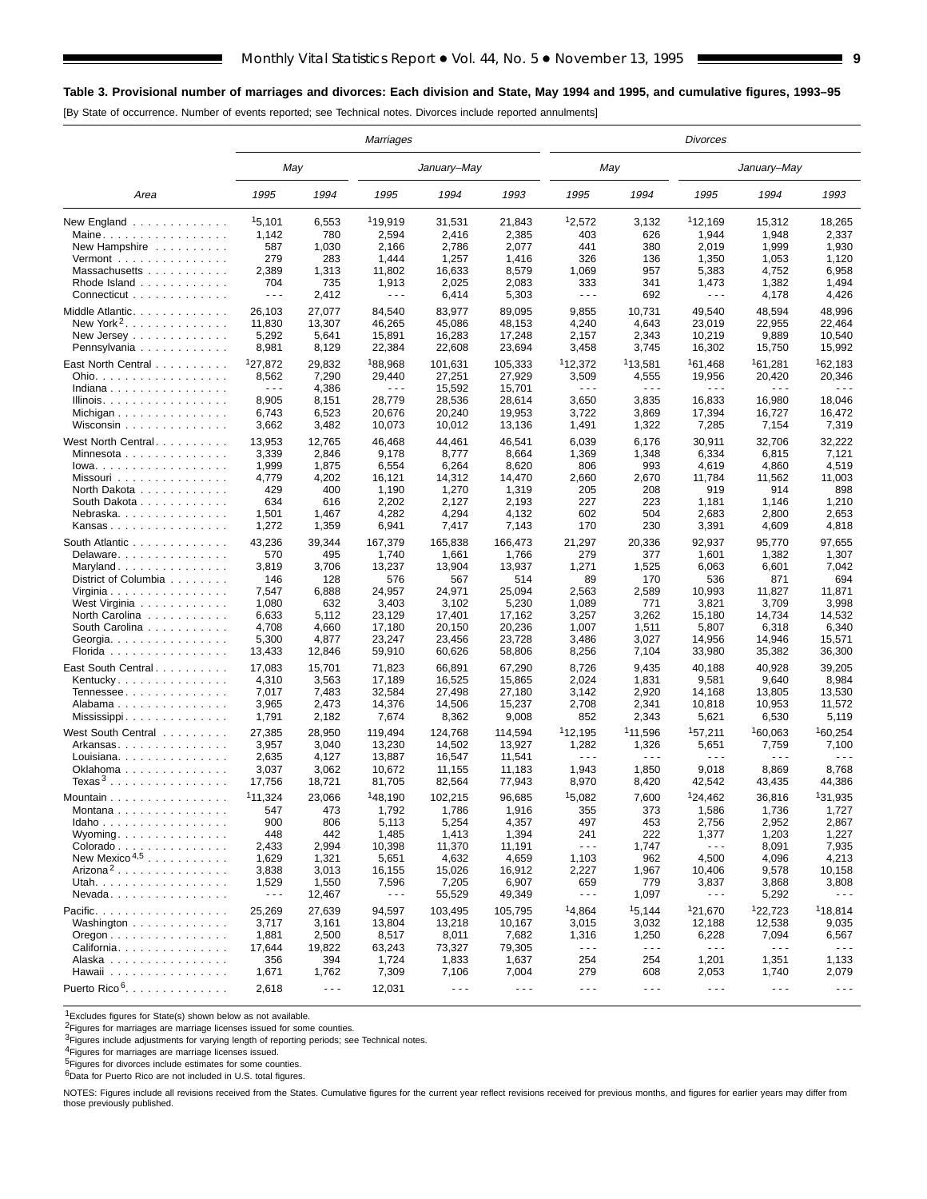**Table 3. Provisional number of marriages and divorces: Each division and State, May 1994 and 1995, and cumulative figures, 1993–95**

[By State of occurrence. Number of events reported; see Technical notes. Divorces include reported annulments]

| Area | Marriages | | | | | Divorces | | | | |
|---|---|---|---|---|---|---|---|---|---|---|
| | May | | January–May | | | May | | January–May | | |
| | 1995 | 1994 | 1995 | 1994 | 1993 | 1995 | 1994 | 1995 | 1994 | 1993 |
| New England | [1]5,101 | 6,553 | [1]19,919 | 31,531 | 21,843 | [1]2,572 | 3,132 | [1]12,169 | 15,312 | 18,265 |
| Maine | 1,142 | 780 | 2,594 | 2,416 | 2,385 | 403 | 626 | 1,944 | 1,948 | 2,337 |
| New Hampshire | 587 | 1,030 | 2,166 | 2,786 | 2,077 | 441 | 380 | 2,019 | 1,999 | 1,930 |
| Vermont | 279 | 283 | 1,444 | 1,257 | 1,416 | 326 | 136 | 1,350 | 1,053 | 1,120 |
| Massachusetts | 2,389 | 1,313 | 11,802 | 16,633 | 8,579 | 1,069 | 957 | 5,383 | 4,752 | 6,958 |
| Rhode Island | 704 | 735 | 1,913 | 2,025 | 2,083 | 333 | 341 | 1,473 | 1,382 | 1,494 |
| Connecticut | - - - | 2,412 | - - - | 6,414 | 5,303 | - - - | 692 | - - - | 4,178 | 4,426 |
| Middle Atlantic | 26,103 | 27,077 | 84,540 | 83,977 | 89,095 | 9,855 | 10,731 | 49,540 | 48,594 | 48,996 |
| New York[2] | 11,830 | 13,307 | 46,265 | 45,086 | 48,153 | 4,240 | 4,643 | 23,019 | 22,955 | 22,464 |
| New Jersey | 5,292 | 5,641 | 15,891 | 16,283 | 17,248 | 2,157 | 2,343 | 10,219 | 9,889 | 10,540 |
| Pennsylvania | 8,981 | 8,129 | 22,384 | 22,608 | 23,694 | 3,458 | 3,745 | 16,302 | 15,750 | 15,992 |
| East North Central | [1]27,872 | 29,832 | [1]88,968 | 101,631 | 105,333 | [1]12,372 | [1]13,581 | [1]61,468 | [1]61,281 | [1]62,183 |
| Ohio | 8,562 | 7,290 | 29,440 | 27,251 | 27,929 | 3,509 | 4,555 | 19,956 | 20,420 | 20,346 |
| Indiana | - - - | 4,386 | - - - | 15,592 | 15,701 | - - - | - - - | - - - | - - - | - - - |
| Illinois | 8,905 | 8,151 | 28,779 | 28,536 | 28,614 | 3,650 | 3,835 | 16,833 | 16,980 | 18,046 |
| Michigan | 6,743 | 6,523 | 20,676 | 20,240 | 19,953 | 3,722 | 3,869 | 17,394 | 16,727 | 16,472 |
| Wisconsin | 3,662 | 3,482 | 10,073 | 10,012 | 13,136 | 1,491 | 1,322 | 7,285 | 7,154 | 7,319 |
| West North Central | 13,953 | 12,765 | 46,468 | 44,461 | 46,541 | 6,039 | 6,176 | 30,911 | 32,706 | 32,222 |
| Minnesota | 3,339 | 2,846 | 9,178 | 8,777 | 8,664 | 1,369 | 1,348 | 6,334 | 6,815 | 7,121 |
| Iowa | 1,999 | 1,875 | 6,554 | 6,264 | 8,620 | 806 | 993 | 4,619 | 4,860 | 4,519 |
| Missouri | 4,779 | 4,202 | 16,121 | 14,312 | 14,470 | 2,660 | 2,670 | 11,784 | 11,562 | 11,003 |
| North Dakota | 429 | 400 | 1,190 | 1,270 | 1,319 | 205 | 208 | 919 | 914 | 898 |
| South Dakota | 634 | 616 | 2,202 | 2,127 | 2,193 | 227 | 223 | 1,181 | 1,146 | 1,210 |
| Nebraska | 1,501 | 1,467 | 4,282 | 4,294 | 4,132 | 602 | 504 | 2,683 | 2,800 | 2,653 |
| Kansas | 1,272 | 1,359 | 6,941 | 7,417 | 7,143 | 170 | 230 | 3,391 | 4,609 | 4,818 |
| South Atlantic | 43,236 | 39,344 | 167,379 | 165,838 | 166,473 | 21,297 | 20,336 | 92,937 | 95,770 | 97,655 |
| Delaware | 570 | 495 | 1,740 | 1,661 | 1,766 | 279 | 377 | 1,601 | 1,382 | 1,307 |
| Maryland | 3,819 | 3,706 | 13,237 | 13,904 | 13,937 | 1,271 | 1,525 | 6,063 | 6,601 | 7,042 |
| District of Columbia | 146 | 128 | 576 | 567 | 514 | 89 | 170 | 536 | 871 | 694 |
| Virginia | 7,547 | 6,888 | 24,957 | 24,971 | 25,094 | 2,563 | 2,589 | 10,993 | 11,827 | 11,871 |
| West Virginia | 1,080 | 632 | 3,403 | 3,102 | 5,230 | 1,089 | 771 | 3,821 | 3,709 | 3,998 |
| North Carolina | 6,633 | 5,112 | 23,129 | 17,401 | 17,162 | 3,257 | 3,262 | 15,180 | 14,734 | 14,532 |
| South Carolina | 4,708 | 4,660 | 17,180 | 20,150 | 20,236 | 1,007 | 1,511 | 5,807 | 6,318 | 6,340 |
| Georgia | 5,300 | 4,877 | 23,247 | 23,456 | 23,728 | 3,486 | 3,027 | 14,956 | 14,946 | 15,571 |
| Florida | 13,433 | 12,846 | 59,910 | 60,626 | 58,806 | 8,256 | 7,104 | 33,980 | 35,382 | 36,300 |
| East South Central | 17,083 | 15,701 | 71,823 | 66,891 | 67,290 | 8,726 | 9,435 | 40,188 | 40,928 | 39,205 |
| Kentucky | 4,310 | 3,563 | 17,189 | 16,525 | 15,865 | 2,024 | 1,831 | 9,581 | 9,640 | 8,984 |
| Tennessee | 7,017 | 7,483 | 32,584 | 27,498 | 27,180 | 3,142 | 2,920 | 14,168 | 13,805 | 13,530 |
| Alabama | 3,965 | 2,473 | 14,376 | 14,506 | 15,237 | 2,708 | 2,341 | 10,818 | 10,953 | 11,572 |
| Mississippi | 1,791 | 2,182 | 7,674 | 8,362 | 9,008 | 852 | 2,343 | 5,621 | 6,530 | 5,119 |
| West South Central | 27,385 | 28,950 | 119,494 | 124,768 | 114,594 | [1]12,195 | [1]11,596 | [1]57,211 | [1]60,063 | [1]60,254 |
| Arkansas | 3,957 | 3,040 | 13,230 | 14,502 | 13,927 | 1,282 | 1,326 | 5,651 | 7,759 | 7,100 |
| Louisiana | 2,635 | 4,127 | 13,887 | 16,547 | 11,541 | - - - | - - - | - - - | - - - | - - - |
| Oklahoma | 3,037 | 3,062 | 10,672 | 11,155 | 11,183 | 1,943 | 1,850 | 9,018 | 8,869 | 8,768 |
| Texas[3] | 17,756 | 18,721 | 81,705 | 82,564 | 77,943 | 8,970 | 8,420 | 42,542 | 43,435 | 44,386 |
| Mountain | [1]11,324 | 23,066 | [1]48,190 | 102,215 | 96,685 | [1]5,082 | 7,600 | [1]24,462 | 36,816 | [1]31,935 |
| Montana | 547 | 473 | 1,792 | 1,786 | 1,916 | 355 | 373 | 1,586 | 1,736 | 1,727 |
| Idaho | 900 | 806 | 5,113 | 5,254 | 4,357 | 497 | 453 | 2,756 | 2,952 | 2,867 |
| Wyoming | 448 | 442 | 1,485 | 1,413 | 1,394 | 241 | 222 | 1,377 | 1,203 | 1,227 |
| Colorado | 2,433 | 2,994 | 10,398 | 11,370 | 11,191 | - - - | 1,747 | - - - | 8,091 | 7,935 |
| New Mexico[4,5] | 1,629 | 1,321 | 5,651 | 4,632 | 4,659 | 1,103 | 962 | 4,500 | 4,096 | 4,213 |
| Arizona[2] | 3,838 | 3,013 | 16,155 | 15,026 | 16,912 | 2,227 | 1,967 | 10,406 | 9,578 | 10,158 |
| Utah | 1,529 | 1,550 | 7,596 | 7,205 | 6,907 | 659 | 779 | 3,837 | 3,868 | 3,808 |
| Nevada | - - - | 12,467 | - - - | 55,529 | 49,349 | - - - | 1,097 | - - - | 5,292 | - - - |
| Pacific | 25,269 | 27,639 | 94,597 | 103,495 | 105,795 | [4]4,864 | [5]5,144 | [1]21,670 | [1]22,723 | [1]18,814 |
| Washington | 3,717 | 3,161 | 13,804 | 13,218 | 10,167 | 3,015 | 3,032 | 12,188 | 12,538 | 9,035 |
| Oregon | 1,881 | 2,500 | 8,517 | 8,011 | 7,682 | 1,316 | 1,250 | 6,228 | 7,094 | 6,567 |
| California | 17,644 | 19,822 | 63,243 | 73,327 | 79,305 | - - - | - - - | - - - | - - - | - - - |
| Alaska | 356 | 394 | 1,724 | 1,833 | 1,637 | 254 | 254 | 1,201 | 1,351 | 1,133 |
| Hawaii | 1,671 | 1,762 | 7,309 | 7,106 | 7,004 | 279 | 608 | 2,053 | 1,740 | 2,079 |
| Puerto Rico[6] | 2,618 | - - - | 12,031 | - - - | - - - | - - - | - - - | - - - | - - - | - - - |

[1]Excludes figures for State(s) shown below as not available.

[2]Figures for marriages are marriage licenses issued for some counties.

[3]Figures include adjustments for varying length of reporting periods; see Technical notes.

[4]Figures for marriages are marriage licenses issued.

[5]Figures for divorces include estimates for some counties.

[6]Data for Puerto Rico are not included in U.S. total figures.

NOTES: Figures include all revisions received from the States. Cumulative figures for the current year reflect revisions received for previous months, and figures for earlier years may differ from those previously published.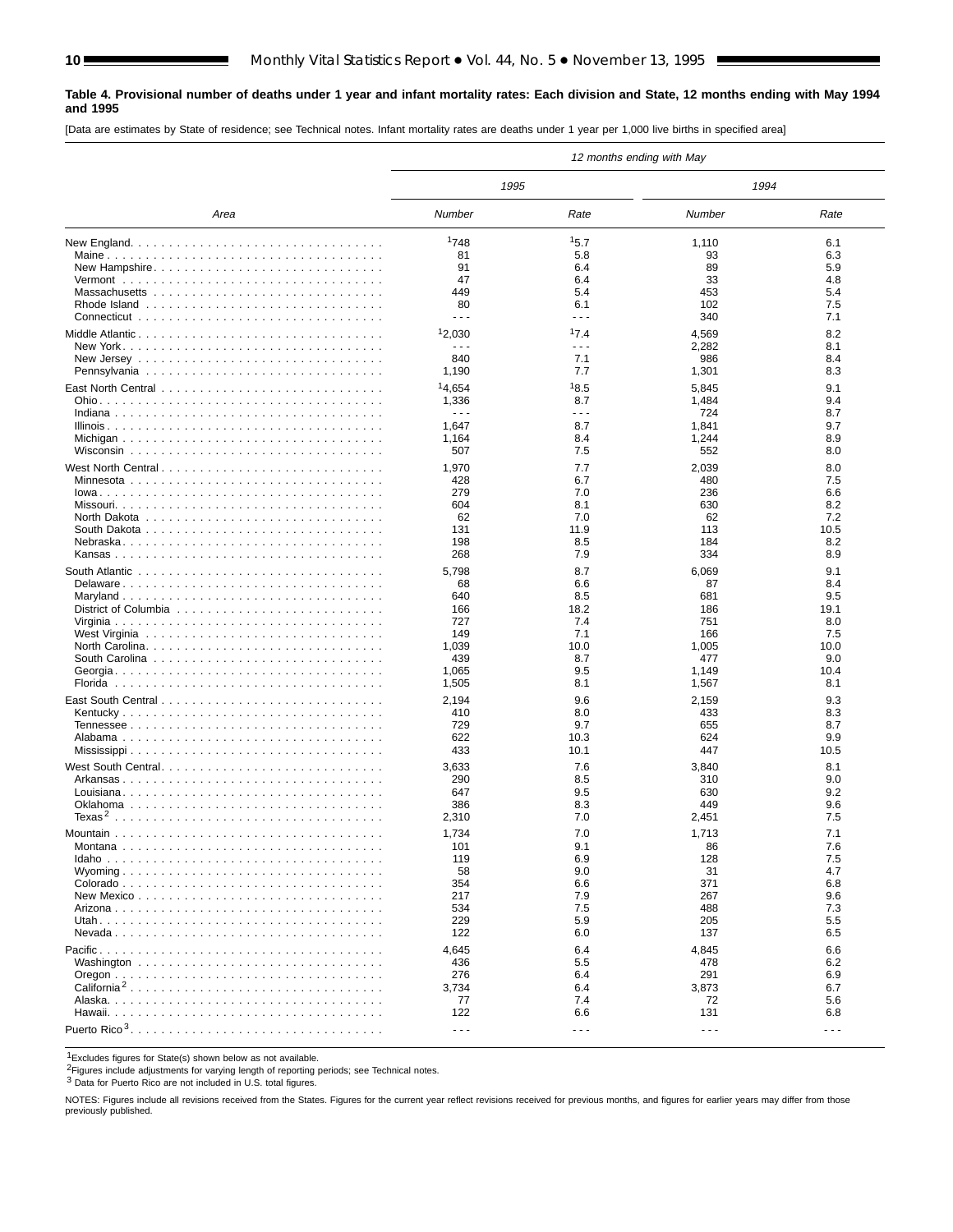**Table 4. Provisional number of deaths under 1 year and infant mortality rates: Each division and State, 12 months ending with May 1994 and 1995**

[Data are estimates by State of residence; see Technical notes. Infant mortality rates are deaths under 1 year per 1,000 live births in specified area]

| Area | 12 months ending with May | | | |
|---|---|---|---|---|
| | 1995 | | 1994 | |
| | Number | Rate | Number | Rate |
| New England | [1]748 | [1]5.7 | 1,110 | 6.1 |
| Maine | 81 | 5.8 | 93 | 6.3 |
| New Hampshire | 91 | 6.4 | 89 | 5.9 |
| Vermont | 47 | 6.4 | 33 | 4.8 |
| Massachusetts | 449 | 5.4 | 453 | 5.4 |
| Rhode Island | 80 | 6.1 | 102 | 7.5 |
| Connecticut | - - - | - - - | 340 | 7.1 |
| Middle Atlantic | [1]2,030 | [1]7.4 | 4,569 | 8.2 |
| New York | - - - | - - - | 2,282 | 8.1 |
| New Jersey | 840 | 7.1 | 986 | 8.4 |
| Pennsylvania | 1,190 | 7.7 | 1,301 | 8.3 |
| East North Central | [1]4,654 | [1]8.5 | 5,845 | 9.1 |
| Ohio | 1,336 | 8.7 | 1,484 | 9.4 |
| Indiana | - - - | - - - | 724 | 8.7 |
| Illinois | 1,647 | 8.7 | 1,841 | 9.7 |
| Michigan | 1,164 | 8.4 | 1,244 | 8.9 |
| Wisconsin | 507 | 7.5 | 552 | 8.0 |
| West North Central | 1,970 | 7.7 | 2,039 | 8.0 |
| Minnesota | 428 | 6.7 | 480 | 7.5 |
| Iowa | 279 | 7.0 | 236 | 6.6 |
| Missouri | 604 | 8.1 | 630 | 8.2 |
| North Dakota | 62 | 7.0 | 62 | 7.2 |
| South Dakota | 131 | 11.9 | 113 | 10.5 |
| Nebraska | 198 | 8.5 | 184 | 8.2 |
| Kansas | 268 | 7.9 | 334 | 8.9 |
| South Atlantic | 5,798 | 8.7 | 6,069 | 9.1 |
| Delaware | 68 | 6.6 | 87 | 8.4 |
| Maryland | 640 | 8.5 | 681 | 9.5 |
| District of Columbia | 166 | 18.2 | 186 | 19.1 |
| Virginia | 727 | 7.4 | 751 | 8.0 |
| West Virginia | 149 | 7.1 | 166 | 7.5 |
| North Carolina | 1,039 | 10.0 | 1,005 | 10.0 |
| South Carolina | 439 | 8.7 | 477 | 9.0 |
| Georgia | 1,065 | 9.5 | 1,149 | 10.4 |
| Florida | 1,505 | 8.1 | 1,567 | 8.1 |
| East South Central | 2,194 | 9.6 | 2,159 | 9.3 |
| Kentucky | 410 | 8.0 | 433 | 8.3 |
| Tennessee | 729 | 9.7 | 655 | 8.7 |
| Alabama | 622 | 10.3 | 624 | 9.9 |
| Mississippi | 433 | 10.1 | 447 | 10.5 |
| West South Central | 3,633 | 7.6 | 3,840 | 8.1 |
| Arkansas | 290 | 8.5 | 310 | 9.0 |
| Louisiana | 647 | 9.5 | 630 | 9.2 |
| Oklahoma | 386 | 8.3 | 449 | 9.6 |
| Texas[2] | 2,310 | 7.0 | 2,451 | 7.5 |
| Mountain | 1,734 | 7.0 | 1,713 | 7.1 |
| Montana | 101 | 9.1 | 86 | 7.6 |
| Idaho | 119 | 6.9 | 128 | 7.5 |
| Wyoming | 58 | 9.0 | 31 | 4.7 |
| Colorado | 354 | 6.6 | 371 | 6.8 |
| New Mexico | 217 | 7.9 | 267 | 9.6 |
| Arizona | 534 | 7.5 | 488 | 7.3 |
| Utah | 229 | 5.9 | 205 | 5.5 |
| Nevada | 122 | 6.0 | 137 | 6.5 |
| Pacific | 4,645 | 6.4 | 4,845 | 6.6 |
| Washington | 436 | 5.5 | 478 | 6.2 |
| Oregon | 276 | 6.4 | 291 | 6.9 |
| California[2] | 3,734 | 6.4 | 3,873 | 6.7 |
| Alaska | 77 | 7.4 | 72 | 5.6 |
| Hawaii | 122 | 6.6 | 131 | 6.8 |
| Puerto Rico[3] | - - - | - - - | - - - | - - - |

[1]Excludes figures for State(s) shown below as not available.
[2]Figures include adjustments for varying length of reporting periods; see Technical notes.
[3] Data for Puerto Rico are not included in U.S. total figures.

NOTES: Figures include all revisions received from the States. Figures for the current year reflect revisions received for previous months, and figures for earlier years may differ from those previously published.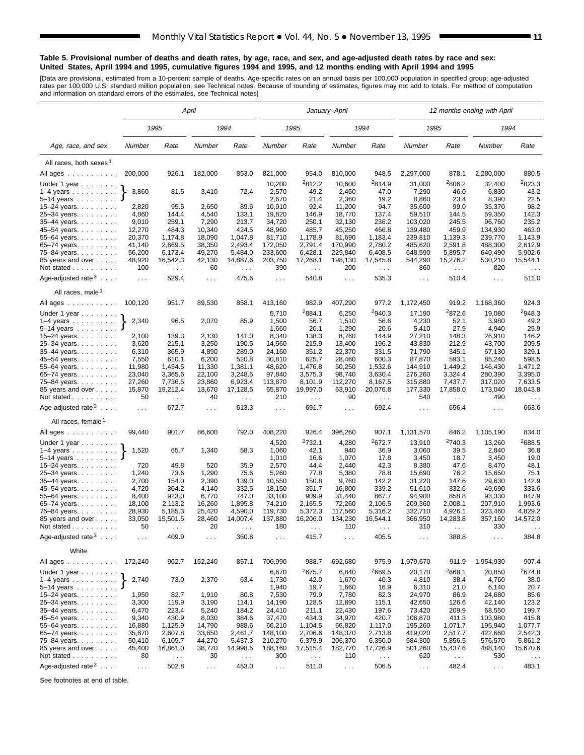**Table 5. Provisional number of deaths and death rates, by age, race, and sex, and age-adjusted death rates by race and sex: United States, April 1994 and 1995, cumulative figures 1994 and 1995, and 12 months ending with April 1994 and 1995**

[Data are provisional, estimated from a 10-percent sample of deaths. Age-specific rates on an annual basis per 100,000 population in specified group; age-adjusted rates per 100,000 U.S. standard million population; see Technical notes. Because of rounding of estimates, figures may not add to totals. For method of computation and information on standard errors of the estimates, see Technical notes]

| Age, race, and sex | April | | | | January–April | | | | 12 months ending with April | | | |
|---|---|---|---|---|---|---|---|---|---|---|---|---|
| | 1995 | | 1994 | | 1995 | | 1994 | | 1995 | | 1994 | |
| | Number | Rate | Number | Rate | Number | Rate | Number | Rate | Number | Rate | Number | Rate |
| **All races, both sexes[1]** | | | | | | | | | | | | |
| All ages | 200,000 | 926.1 | 182,000 | 853.0 | 821,000 | 954.0 | 810,000 | 948.5 | 2,297,000 | 878.1 | 2,280,000 | 880.5 |
| Under 1 year | | | | | 10,200 | [2]812.2 | 10,600 | [2]814.9 | 31,000 | [2]806.2 | 32,400 | [2]823.3 |
| 1–4 years | 3,860 | 81.5 | 3,410 | 72.4 | 2,570 | 49.2 | 2,450 | 47.0 | 7,290 | 46.0 | 6,830 | 43.2 |
| 5–14 years | | | | | 2,670 | 21.4 | 2,360 | 19.2 | 8,860 | 23.4 | 8,390 | 22.5 |
| 15–24 years | 2,820 | 95.5 | 2,650 | 89.6 | 10,910 | 92.4 | 11,200 | 94.7 | 35,600 | 99.0 | 35,370 | 98.2 |
| 25–34 years | 4,860 | 144.4 | 4,540 | 133.1 | 19,820 | 146.9 | 18,770 | 137.4 | 59,510 | 144.5 | 59,350 | 142.3 |
| 35–44 years | 9,010 | 259.1 | 7,290 | 213.7 | 34,720 | 250.1 | 32,130 | 236.2 | 103,020 | 245.5 | 96,760 | 235.2 |
| 45–54 years | 12,270 | 484.3 | 10,340 | 424.5 | 48,960 | 485.7 | 45,250 | 466.8 | 139,480 | 459.9 | 134,930 | 463.0 |
| 55–64 years | 20,370 | 1,174.8 | 18,090 | 1,047.8 | 81,710 | 1,178.9 | 81,690 | 1,183.4 | 239,810 | 1,139.3 | 239,770 | 1,143.9 |
| 65–74 years | 41,140 | 2,669.5 | 38,350 | 2,493.4 | 172,050 | 2,791.4 | 170,990 | 2,780.2 | 485,620 | 2,591.8 | 488,300 | 2,612.9 |
| 75–84 years | 56,200 | 6,173.4 | 49,270 | 5,484.0 | 233,600 | 6,428.1 | 229,840 | 6,408.5 | 648,590 | 5,895.7 | 640,490 | 5,902.6 |
| 85 years and over | 48,920 | 16,542.3 | 42,130 | 14,887.6 | 203,750 | 17,268.1 | 198,130 | 17,545.8 | 544,290 | 15,276.2 | 530,210 | 15,544.1 |
| Not stated | 100 | . . . | 60 | . . . | 390 | . . . | 200 | . . . | 860 | . . . | 820 | . . . |
| Age-adjusted rate[3] | . . . | 529.4 | . . . | 475.6 | . . . | 540.8 | . . . | 535.3 | . . . | 510.4 | . . . | 511.0 |
| **All races, male[1]** | | | | | | | | | | | | |
| All ages | 100,120 | 951.7 | 89,530 | 858.1 | 413,160 | 982.9 | 407,290 | 977.2 | 1,172,450 | 919.2 | 1,168,360 | 924.3 |
| Under 1 year | | | | | 5,710 | [2]884.1 | 6,250 | [2]940.3 | 17,190 | [2]872.6 | 19,080 | [2]948.3 |
| 1–4 years | 2,340 | 96.5 | 2,070 | 85.9 | 1,500 | 56.7 | 1,510 | 56.6 | 4,230 | 52.1 | 3,980 | 49.2 |
| 5–14 years | | | | | 1,660 | 26.1 | 1,290 | 20.6 | 5,410 | 27.9 | 4,940 | 25.9 |
| 15–24 years | 2,100 | 139.3 | 2,130 | 141.0 | 8,340 | 138.3 | 8,760 | 144.9 | 27,210 | 148.3 | 26,910 | 146.2 |
| 25–34 years | 3,620 | 215.1 | 3,250 | 190.5 | 14,560 | 215.9 | 13,400 | 196.2 | 43,830 | 212.9 | 43,700 | 209.5 |
| 35–44 years | 6,310 | 365.9 | 4,890 | 289.0 | 24,160 | 351.2 | 22,370 | 331.5 | 71,790 | 345.1 | 67,130 | 329.1 |
| 45–54 years | 7,550 | 610.1 | 6,200 | 520.8 | 30,810 | 625.7 | 28,460 | 600.3 | 87,870 | 593.1 | 85,240 | 598.5 |
| 55–64 years | 11,980 | 1,454.5 | 11,330 | 1,381.1 | 48,620 | 1,476.8 | 50,250 | 1,532.6 | 144,910 | 1,449.2 | 146,430 | 1,471.2 |
| 65–74 years | 23,040 | 3,365.6 | 22,100 | 3,248.5 | 97,840 | 3,575.3 | 98,740 | 3,630.4 | 276,260 | 3,324.4 | 280,390 | 3,395.0 |
| 75–84 years | 27,260 | 7,736.5 | 23,860 | 6,923.4 | 113,870 | 8,101.9 | 112,270 | 8,167.5 | 315,880 | 7,437.7 | 317,020 | 7,633.5 |
| 85 years and over | 15,870 | 19,212.4 | 13,670 | 17,128.5 | 65,870 | 19,997.0 | 63,910 | 20,076.8 | 177,330 | 17,858.0 | 173,040 | 18,043.8 |
| Not stated | 50 | . . . | 40 | . . . | 210 | . . . | 90 | . . . | 540 | . . . | 490 | . . . |
| Age-adjusted rate[3] | . . . | 672.7 | . . . | 613.3 | . . . | 691.7 | . . . | 692.4 | . . . | 656.4 | . . . | 663.6 |
| **All races, female[1]** | | | | | | | | | | | | |
| All ages | 99,440 | 901.7 | 86,600 | 792.0 | 408,220 | 926.4 | 396,260 | 907.1 | 1,131,570 | 846.2 | 1,105,190 | 834.0 |
| Under 1 year | | | | | 4,520 | [2]732.1 | 4,280 | [2]672.7 | 13,910 | [2]740.3 | 13,260 | [2]688.5 |
| 1–4 years | 1,520 | 65.7 | 1,340 | 58.3 | 1,060 | 42.1 | 940 | 36.9 | 3,060 | 39.5 | 2,840 | 36.8 |
| 5–14 years | | | | | 1,010 | 16.6 | 1,070 | 17.8 | 3,450 | 18.7 | 3,450 | 19.0 |
| 15–24 years | 720 | 49.8 | 520 | 35.9 | 2,570 | 44.4 | 2,440 | 42.3 | 8,380 | 47.6 | 8,470 | 48.1 |
| 25–34 years | 1,240 | 73.6 | 1,290 | 75.6 | 5,260 | 77.8 | 5,380 | 78.8 | 15,690 | 76.2 | 15,650 | 75.1 |
| 35–44 years | 2,700 | 154.0 | 2,390 | 139.0 | 10,550 | 150.8 | 9,760 | 142.2 | 31,220 | 147.6 | 29,630 | 142.9 |
| 45–54 years | 4,720 | 364.2 | 4,140 | 332.5 | 18,150 | 351.7 | 16,800 | 339.2 | 51,610 | 332.6 | 49,690 | 333.6 |
| 55–64 years | 8,400 | 923.0 | 6,770 | 747.0 | 33,100 | 909.9 | 31,440 | 867.7 | 94,900 | 858.8 | 93,330 | 847.9 |
| 65–74 years | 18,100 | 2,113.2 | 16,260 | 1,895.8 | 74,210 | 2,165.5 | 72,260 | 2,106.5 | 209,360 | 2,008.1 | 207,910 | 1,993.6 |
| 75–84 years | 28,930 | 5,185.3 | 25,420 | 4,590.0 | 119,730 | 5,372.3 | 117,560 | 5,316.2 | 332,710 | 4,926.1 | 323,460 | 4,829.2 |
| 85 years and over | 33,050 | 15,501.5 | 28,460 | 14,007.4 | 137,880 | 16,206.0 | 134,230 | 16,544.1 | 366,950 | 14,283.8 | 357,160 | 14,572.0 |
| Not stated | 50 | . . . | 20 | . . . | 180 | . . . | 110 | . . . | 310 | . . . | 330 | . . . |
| Age-adjusted rate[3] | . . . | 409.9 | . . . | 360.8 | . . . | 415.7 | . . . | 405.5 | . . . | 388.8 | . . . | 384.8 |
| **White** | | | | | | | | | | | | |
| All ages | 172,240 | 962.7 | 152,240 | 857.1 | 706,990 | 988.7 | 692,680 | 975.9 | 1,979,670 | 911.9 | 1,954,930 | 907.4 |
| Under 1 year | | | | | 6,670 | [2]675.7 | 6,840 | [2]669.5 | 20,170 | [2]668.1 | 20,850 | [2]674.8 |
| 1–4 years | 2,740 | 73.0 | 2,370 | 63.4 | 1,730 | 42.0 | 1,670 | 40.3 | 4,810 | 38.4 | 4,760 | 38.0 |
| 5–14 years | | | | | 1,940 | 19.7 | 1,660 | 16.9 | 6,310 | 21.0 | 6,140 | 20.7 |
| 15–24 years | 1,950 | 82.7 | 1,910 | 80.8 | 7,530 | 79.9 | 7,780 | 82.3 | 24,970 | 86.9 | 24,680 | 85.6 |
| 25–34 years | 3,300 | 119.9 | 3,190 | 114.1 | 14,190 | 128.5 | 12,890 | 115.1 | 42,650 | 126.6 | 42,140 | 123.2 |
| 35–44 years | 6,470 | 223.4 | 5,240 | 184.2 | 24,410 | 211.1 | 22,430 | 197.6 | 73,420 | 209.9 | 68,550 | 199.7 |
| 45–54 years | 9,340 | 430.9 | 8,030 | 384.6 | 37,470 | 434.3 | 34,970 | 420.7 | 106,870 | 411.3 | 103,980 | 415.8 |
| 55–64 years | 16,880 | 1,125.9 | 14,790 | 988.6 | 66,210 | 1,104.5 | 66,820 | 1,117.0 | 195,260 | 1,071.7 | 195,940 | 1,077.7 |
| 65–74 years | 35,670 | 2,607.8 | 33,650 | 2,461.7 | 148,100 | 2,706.6 | 148,370 | 2,713.8 | 419,020 | 2,517.7 | 422,660 | 2,542.3 |
| 75–84 years | 50,410 | 6,105.7 | 44,270 | 5,437.3 | 210,270 | 6,379.9 | 206,370 | 6,350.0 | 584,300 | 5,856.5 | 576,570 | 5,861.2 |
| 85 years and over | 45,400 | 16,861.0 | 38,770 | 14,998.5 | 188,160 | 17,515.4 | 182,770 | 17,726.9 | 501,260 | 15,437.6 | 488,140 | 15,670.6 |
| Not stated | 80 | . . . | 30 | . . . | 300 | . . . | 110 | . . . | 620 | . . . | 530 | . . . |
| Age-adjusted rate[3] | . . . | 502.8 | . . . | 453.0 | . . . | 511.0 | . . . | 506.5 | . . . | 482.4 | . . . | 483.1 |

See footnotes at end of table.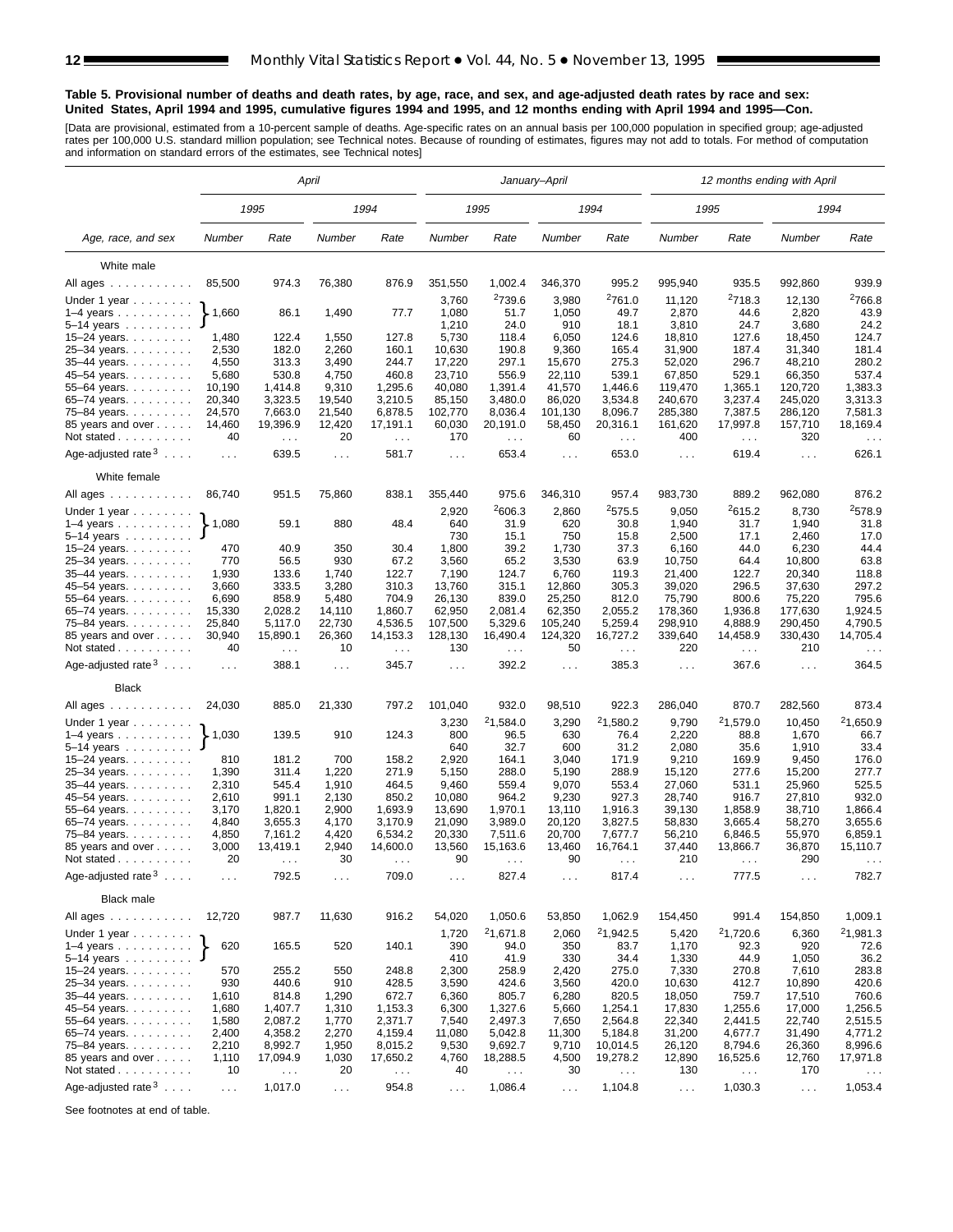**Table 5. Provisional number of deaths and death rates, by age, race, and sex, and age-adjusted death rates by race and sex: United States, April 1994 and 1995, cumulative figures 1994 and 1995, and 12 months ending with April 1994 and 1995—Con.**

[Data are provisional, estimated from a 10-percent sample of deaths. Age-specific rates on an annual basis per 100,000 population in specified group; age-adjusted rates per 100,000 U.S. standard million population; see Technical notes. Because of rounding of estimates, figures may not add to totals. For method of computation and information on standard errors of the estimates, see Technical notes]

| Age, race, and sex | April | | | | January–April | | | | 12 months ending with April | | | |
|---|---|---|---|---|---|---|---|---|---|---|---|---|
| | 1995 | | 1994 | | 1995 | | 1994 | | 1995 | | 1994 | |
| | Number | Rate | Number | Rate | Number | Rate | Number | Rate | Number | Rate | Number | Rate |
| **White male** | | | | | | | | | | | | |
| All ages | 85,500 | 974.3 | 76,380 | 876.9 | 351,550 | 1,002.4 | 346,370 | 995.2 | 995,940 | 935.5 | 992,860 | 939.9 |
| Under 1 year | 1,660 | 86.1 | 1,490 | 77.7 | 3,760 | [2]739.6 | 3,980 | [2]761.0 | 11,120 | [2]718.3 | 12,130 | [2]766.8 |
| 1–4 years | | | | | 1,080 | 51.7 | 1,050 | 49.7 | 2,870 | 44.6 | 2,820 | 43.9 |
| 5–14 years | | | | | 1,210 | 24.0 | 910 | 18.1 | 3,810 | 24.7 | 3,680 | 24.2 |
| 15–24 years | 1,480 | 122.4 | 1,550 | 127.8 | 5,730 | 118.4 | 6,050 | 124.6 | 18,810 | 127.6 | 18,450 | 124.7 |
| 25–34 years | 2,530 | 182.0 | 2,260 | 160.1 | 10,630 | 190.8 | 9,360 | 165.4 | 31,900 | 187.4 | 31,340 | 181.4 |
| 35–44 years | 4,550 | 313.3 | 3,490 | 244.7 | 17,220 | 297.1 | 15,670 | 275.3 | 52,020 | 296.7 | 48,210 | 280.2 |
| 45–54 years | 5,680 | 530.8 | 4,750 | 460.8 | 23,710 | 556.9 | 22,110 | 539.1 | 67,850 | 529.1 | 66,350 | 537.4 |
| 55–64 years | 10,190 | 1,414.8 | 9,310 | 1,295.6 | 40,080 | 1,391.4 | 41,570 | 1,446.6 | 119,470 | 1,365.1 | 120,720 | 1,383.3 |
| 65–74 years | 20,340 | 3,323.5 | 19,540 | 3,210.5 | 85,150 | 3,480.0 | 86,020 | 3,534.8 | 240,670 | 3,237.4 | 245,020 | 3,313.3 |
| 75–84 years | 24,570 | 7,663.0 | 21,540 | 6,878.5 | 102,770 | 8,036.4 | 101,130 | 8,096.7 | 285,380 | 7,387.5 | 286,120 | 7,581.3 |
| 85 years and over | 14,460 | 19,396.9 | 12,420 | 17,191.1 | 60,030 | 20,191.0 | 58,450 | 20,316.1 | 161,620 | 17,997.8 | 157,710 | 18,169.4 |
| Not stated | 40 | . . . | 20 | . . . | 170 | . . . | 60 | . . . | 400 | . . . | 320 | . . . |
| Age-adjusted rate[3] | . . . | 639.5 | . . . | 581.7 | . . . | 653.4 | . . . | 653.0 | . . . | 619.4 | . . . | 626.1 |
| **White female** | | | | | | | | | | | | |
| All ages | 86,740 | 951.5 | 75,860 | 838.1 | 355,440 | 975.6 | 346,310 | 957.4 | 983,730 | 889.2 | 962,080 | 876.2 |
| Under 1 year | 1,080 | 59.1 | 880 | 48.4 | 2,920 | [2]606.3 | 2,860 | [2]575.5 | 9,050 | [2]615.2 | 8,730 | [2]578.9 |
| 1–4 years | | | | | 640 | 31.9 | 620 | 30.8 | 1,940 | 31.7 | 1,940 | 31.8 |
| 5–14 years | | | | | 730 | 15.1 | 750 | 15.8 | 2,500 | 17.1 | 2,460 | 17.0 |
| 15–24 years | 470 | 40.9 | 350 | 30.4 | 1,800 | 39.2 | 1,730 | 37.3 | 6,160 | 44.0 | 6,230 | 44.4 |
| 25–34 years | 770 | 56.5 | 930 | 67.2 | 3,560 | 65.2 | 3,530 | 63.9 | 10,750 | 64.4 | 10,800 | 63.8 |
| 35–44 years | 1,930 | 133.6 | 1,740 | 122.7 | 7,190 | 124.7 | 6,760 | 119.3 | 21,400 | 122.7 | 20,340 | 118.8 |
| 45–54 years | 3,660 | 333.5 | 3,280 | 310.3 | 13,760 | 315.1 | 12,860 | 305.3 | 39,020 | 296.5 | 37,630 | 297.2 |
| 55–64 years | 6,690 | 858.9 | 5,480 | 704.9 | 26,130 | 839.0 | 25,250 | 812.0 | 75,790 | 800.6 | 75,220 | 795.6 |
| 65–74 years | 15,330 | 2,028.2 | 14,110 | 1,860.7 | 62,950 | 2,081.4 | 62,350 | 2,055.2 | 178,360 | 1,936.8 | 177,630 | 1,924.5 |
| 75–84 years | 25,840 | 5,117.0 | 22,730 | 4,536.5 | 107,500 | 5,329.6 | 105,240 | 5,259.4 | 298,910 | 4,888.9 | 290,450 | 4,790.5 |
| 85 years and over | 30,940 | 15,890.1 | 26,360 | 14,153.3 | 128,130 | 16,490.4 | 124,320 | 16,727.2 | 339,640 | 14,458.9 | 330,430 | 14,705.4 |
| Not stated | 40 | . . . | 10 | . . . | 130 | . . . | 50 | . . . | 220 | . . . | 210 | . . . |
| Age-adjusted rate[3] | . . . | 388.1 | . . . | 345.7 | . . . | 392.2 | . . . | 385.3 | . . . | 367.6 | . . . | 364.5 |
| **Black** | | | | | | | | | | | | |
| All ages | 24,030 | 885.0 | 21,330 | 797.2 | 101,040 | 932.0 | 98,510 | 922.3 | 286,040 | 870.7 | 282,560 | 873.4 |
| Under 1 year | 1,030 | 139.5 | 910 | 124.3 | 3,230 | [2]1,584.0 | 3,290 | [2]1,580.2 | 9,790 | [2]1,579.0 | 10,450 | [2]1,650.9 |
| 1–4 years | | | | | 800 | 96.5 | 630 | 76.4 | 2,220 | 88.8 | 1,670 | 66.7 |
| 5–14 years | | | | | 640 | 32.7 | 600 | 31.2 | 2,080 | 35.6 | 1,910 | 33.4 |
| 15–24 years | 810 | 181.2 | 700 | 158.2 | 2,920 | 164.1 | 3,040 | 171.9 | 9,210 | 169.9 | 9,450 | 176.0 |
| 25–34 years | 1,390 | 311.4 | 1,220 | 271.9 | 5,150 | 288.0 | 5,190 | 288.9 | 15,120 | 277.6 | 15,200 | 277.7 |
| 35–44 years | 2,310 | 545.4 | 1,910 | 464.5 | 9,460 | 559.4 | 9,070 | 553.4 | 27,060 | 531.1 | 25,960 | 525.5 |
| 45–54 years | 2,610 | 991.1 | 2,130 | 850.2 | 10,080 | 964.2 | 9,230 | 927.3 | 28,740 | 916.7 | 27,810 | 932.0 |
| 55–64 years | 3,170 | 1,820.1 | 2,900 | 1,693.9 | 13,690 | 1,970.1 | 13,110 | 1,916.3 | 39,130 | 1,858.9 | 38,710 | 1,866.4 |
| 65–74 years | 4,840 | 3,655.3 | 4,170 | 3,170.9 | 21,090 | 3,989.0 | 20,120 | 3,827.5 | 58,830 | 3,665.4 | 58,270 | 3,655.6 |
| 75–84 years | 4,850 | 7,161.2 | 4,420 | 6,534.2 | 20,330 | 7,511.6 | 20,700 | 7,677.7 | 56,210 | 6,846.5 | 55,970 | 6,859.1 |
| 85 years and over | 3,000 | 13,419.1 | 2,940 | 14,600.0 | 13,560 | 15,163.6 | 13,460 | 16,764.1 | 37,440 | 13,866.7 | 36,870 | 15,110.7 |
| Not stated | 20 | . . . | 30 | . . . | 90 | . . . | 90 | . . . | 210 | . . . | 290 | . . . |
| Age-adjusted rate[3] | . . . | 792.5 | . . . | 709.0 | . . . | 827.4 | . . . | 817.4 | . . . | 777.5 | . . . | 782.7 |
| **Black male** | | | | | | | | | | | | |
| All ages | 12,720 | 987.7 | 11,630 | 916.2 | 54,020 | 1,050.6 | 53,850 | 1,062.9 | 154,450 | 991.4 | 154,850 | 1,009.1 |
| Under 1 year | 620 | 165.5 | 520 | 140.1 | 1,720 | [2]1,671.8 | 2,060 | [2]1,942.5 | 5,420 | [2]1,720.6 | 6,360 | [2]1,981.3 |
| 1–4 years | | | | | 390 | 94.0 | 350 | 83.7 | 1,170 | 92.3 | 920 | 72.6 |
| 5–14 years | | | | | 410 | 41.9 | 330 | 34.4 | 1,330 | 44.9 | 1,050 | 36.2 |
| 15–24 years | 570 | 255.2 | 550 | 248.8 | 2,300 | 258.9 | 2,420 | 275.0 | 7,330 | 270.8 | 7,610 | 283.8 |
| 25–34 years | 930 | 440.6 | 910 | 428.5 | 3,590 | 424.6 | 3,560 | 420.0 | 10,630 | 412.7 | 10,890 | 420.6 |
| 35–44 years | 1,610 | 814.8 | 1,290 | 672.7 | 6,360 | 805.7 | 6,280 | 820.5 | 18,050 | 759.7 | 17,510 | 760.6 |
| 45–54 years | 1,680 | 1,407.7 | 1,310 | 1,153.3 | 6,300 | 1,327.6 | 5,660 | 1,254.1 | 17,830 | 1,255.6 | 17,000 | 1,256.5 |
| 55–64 years | 1,580 | 2,087.2 | 1,770 | 2,371.7 | 7,540 | 2,497.3 | 7,650 | 2,564.8 | 22,340 | 2,441.5 | 22,740 | 2,515.5 |
| 65–74 years | 2,400 | 4,358.2 | 2,270 | 4,159.4 | 11,080 | 5,042.8 | 11,300 | 5,184.8 | 31,200 | 4,677.7 | 31,490 | 4,771.2 |
| 75–84 years | 2,210 | 8,992.7 | 1,950 | 8,015.2 | 9,530 | 9,692.7 | 9,710 | 10,014.5 | 26,120 | 8,794.6 | 26,360 | 8,996.6 |
| 85 years and over | 1,110 | 17,094.9 | 1,030 | 17,650.2 | 4,760 | 18,288.5 | 4,500 | 19,278.2 | 12,890 | 16,525.6 | 12,760 | 17,971.8 |
| Not stated | 10 | . . . | 20 | . . . | 40 | . . . | 30 | . . . | 130 | . . . | 170 | . . . |
| Age-adjusted rate[3] | . . . | 1,017.0 | . . . | 954.8 | . . . | 1,086.4 | . . . | 1,104.8 | . . . | 1,030.3 | . . . | 1,053.4 |

Note: For April columns, the figures shown on the "Under 1 year" row are for the combined category "Under 1 year, 1–4 years, and 5–14 years" (ages 0–14).

See footnotes at end of table.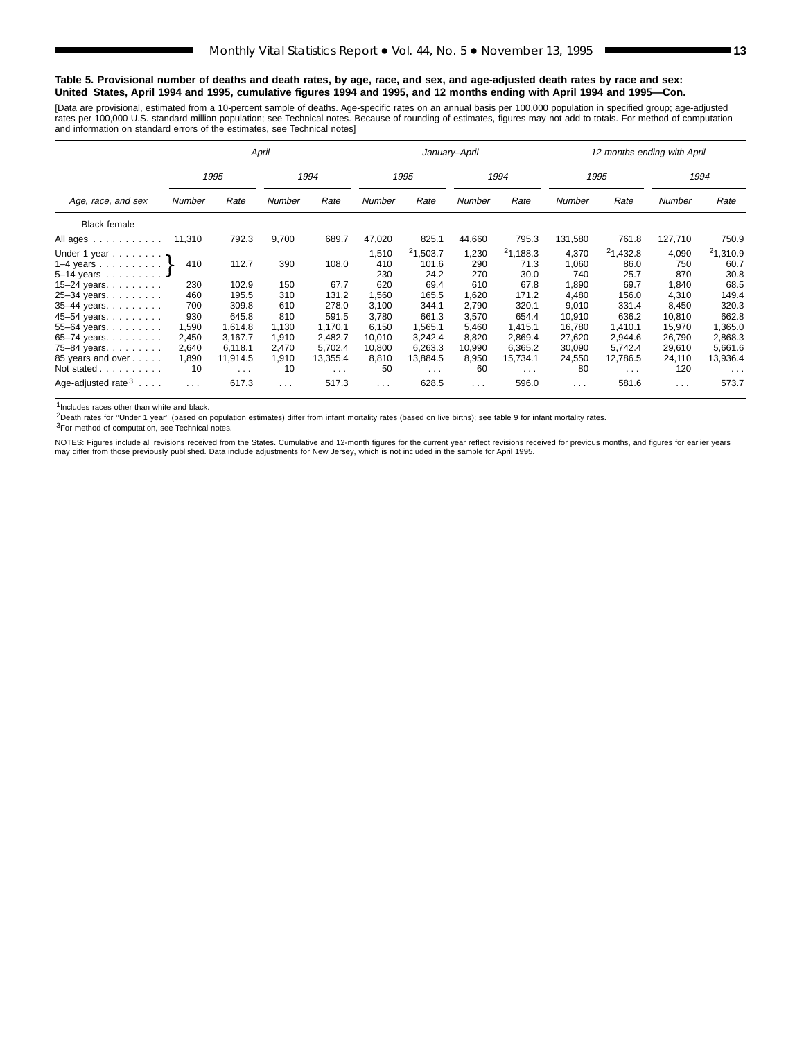**Table 5. Provisional number of deaths and death rates, by age, race, and sex, and age-adjusted death rates by race and sex: United States, April 1994 and 1995, cumulative figures 1994 and 1995, and 12 months ending with April 1994 and 1995—Con.**

[Data are provisional, estimated from a 10-percent sample of deaths. Age-specific rates on an annual basis per 100,000 population in specified group; age-adjusted rates per 100,000 U.S. standard million population; see Technical notes. Because of rounding of estimates, figures may not add to totals. For method of computation and information on standard errors of the estimates, see Technical notes]

| Age, race, and sex | April | | | | January–April | | | | 12 months ending with April | | | |
|---|---|---|---|---|---|---|---|---|---|---|---|---|
| | 1995 | | 1994 | | 1995 | | 1994 | | 1995 | | 1994 | |
| | Number | Rate | Number | Rate | Number | Rate | Number | Rate | Number | Rate | Number | Rate |
| Black female | | | | | | | | | | | | |
| All ages | 11,310 | 792.3 | 9,700 | 689.7 | 47,020 | 825.1 | 44,660 | 795.3 | 131,580 | 761.8 | 127,710 | 750.9 |
| Under 1 year | 410 | 112.7 | 390 | 108.0 | 1,510 | [2]1,503.7 | 1,230 | [2]1,188.3 | 4,370 | [2]1,432.8 | 4,090 | [2]1,310.9 |
| 1–4 years | | | | | 410 | 101.6 | 290 | 71.3 | 1,060 | 86.0 | 750 | 60.7 |
| 5–14 years | | | | | 230 | 24.2 | 270 | 30.0 | 740 | 25.7 | 870 | 30.8 |
| 15–24 years | 230 | 102.9 | 150 | 67.7 | 620 | 69.4 | 610 | 67.8 | 1,890 | 69.7 | 1,840 | 68.5 |
| 25–34 years | 460 | 195.5 | 310 | 131.2 | 1,560 | 165.5 | 1,620 | 171.2 | 4,480 | 156.0 | 4,310 | 149.4 |
| 35–44 years | 700 | 309.8 | 610 | 278.0 | 3,100 | 344.1 | 2,790 | 320.1 | 9,010 | 331.4 | 8,450 | 320.3 |
| 45–54 years | 930 | 645.8 | 810 | 591.5 | 3,780 | 661.3 | 3,570 | 654.4 | 10,910 | 636.2 | 10,810 | 662.8 |
| 55–64 years | 1,590 | 1,614.8 | 1,130 | 1,170.1 | 6,150 | 1,565.1 | 5,460 | 1,415.1 | 16,780 | 1,410.1 | 15,970 | 1,365.0 |
| 65–74 years | 2,450 | 3,167.7 | 1,910 | 2,482.7 | 10,010 | 3,242.4 | 8,820 | 2,869.4 | 27,620 | 2,944.6 | 26,790 | 2,868.3 |
| 75–84 years | 2,640 | 6,118.1 | 2,470 | 5,702.4 | 10,800 | 6,263.3 | 10,990 | 6,365.2 | 30,090 | 5,742.4 | 29,610 | 5,661.6 |
| 85 years and over | 1,890 | 11,914.5 | 1,910 | 13,355.4 | 8,810 | 13,884.5 | 8,950 | 15,734.1 | 24,550 | 12,786.5 | 24,110 | 13,936.4 |
| Not stated | 10 | . . . | 10 | . . . | 50 | . . . | 60 | . . . | 80 | . . . | 120 | . . . |
| Age-adjusted rate[3] | . . . | 617.3 | . . . | 517.3 | . . . | 628.5 | . . . | 596.0 | . . . | 581.6 | . . . | 573.7 |

Note: For April, the figures 410, 112.7, 390, and 108.0 apply to the combined age groups Under 1 year, 1–4 years, and 5–14 years.

[1]Includes races other than white and black.

[2]Death rates for ''Under 1 year'' (based on population estimates) differ from infant mortality rates (based on live births); see table 9 for infant mortality rates.

[3]For method of computation, see Technical notes.

NOTES: Figures include all revisions received from the States. Cumulative and 12-month figures for the current year reflect revisions received for previous months, and figures for earlier years may differ from those previously published. Data include adjustments for New Jersey, which is not included in the sample for April 1995.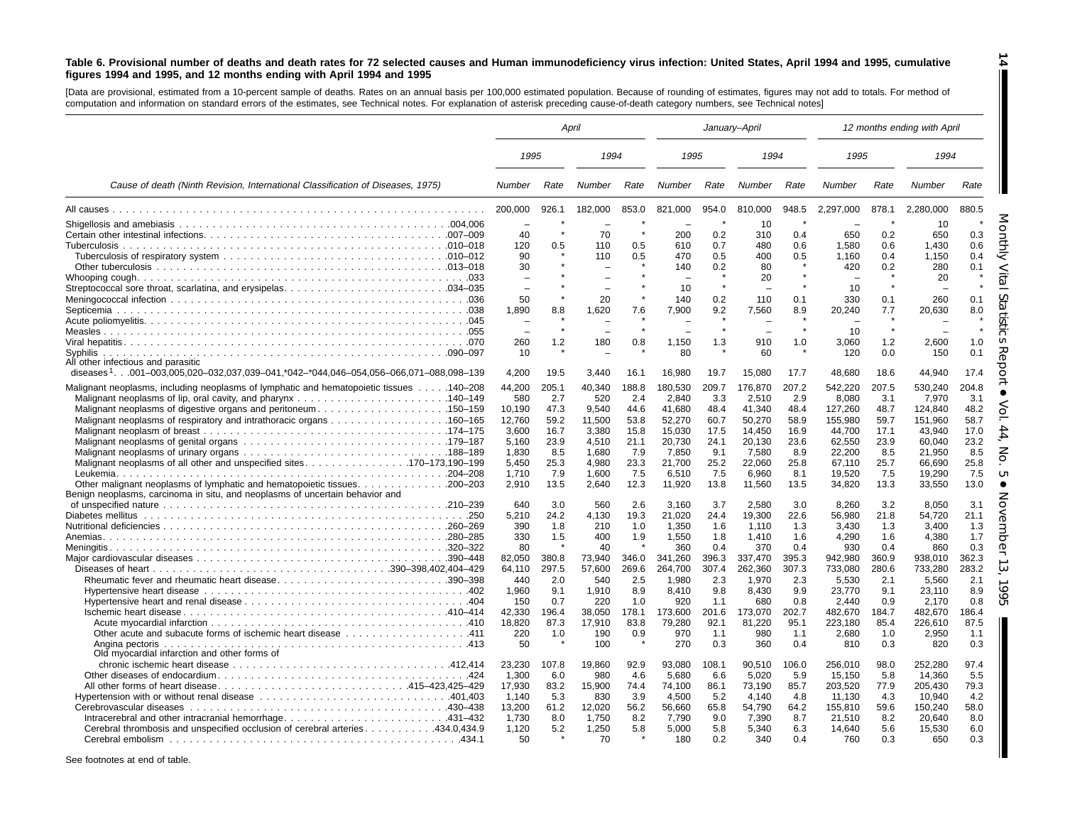**Table 6. Provisional number of deaths and death rates for 72 selected causes and Human immunodeficiency virus infection: United States, April 1994 and 1995, cumulative figures 1994 and 1995, and 12 months ending with April 1994 and 1995**

[Data are provisional, estimated from a 10-percent sample of deaths. Rates on an annual basis per 100,000 estimated population. Because of rounding of estimates, figures may not add to totals. For method of computation and information on standard errors of the estimates, see Technical notes. For explanation of asterisk preceding cause-of-death category numbers, see Technical notes]

| Cause of death (Ninth Revision, International Classification of Diseases, 1975) | April | | | | January–April | | | | 12 months ending with April | | | |
|---|---|---|---|---|---|---|---|---|---|---|---|---|
| | 1995 | | 1994 | | 1995 | | 1994 | | 1995 | | 1994 | |
| | Number | Rate | Number | Rate | Number | Rate | Number | Rate | Number | Rate | Number | Rate |
| All causes | 200,000 | 926.1 | 182,000 | 853.0 | 821,000 | 954.0 | 810,000 | 948.5 | 2,297,000 | 878.1 | 2,280,000 | 880.5 |
| Shigellosis and amebiasis .004,006 | – | * | – | * | – | * | 10 | * | – | * | 10 | * |
| Certain other intestinal infections .007–009 | 40 | * | 70 | * | 200 | 0.2 | 310 | 0.4 | 650 | 0.2 | 650 | 0.3 |
| Tuberculosis .010–018 | 120 | 0.5 | 110 | 0.5 | 610 | 0.7 | 480 | 0.6 | 1,580 | 0.6 | 1,430 | 0.6 |
| Tuberculosis of respiratory system .010–012 | 90 | * | 110 | 0.5 | 470 | 0.5 | 400 | 0.5 | 1,160 | 0.4 | 1,150 | 0.4 |
| Other tuberculosis .013–018 | 30 | * | – | * | 140 | 0.2 | 80 | * | 420 | 0.2 | 280 | 0.1 |
| Whooping cough .033 | – | * | – | * | – | * | 20 | * | – | * | 20 | * |
| Streptococcal sore throat, scarlatina, and erysipelas .034–035 | – | * | – | * | 10 | * | – | * | 10 | * | – | * |
| Meningococcal infection .036 | 50 | * | 20 | * | 140 | 0.2 | 110 | 0.1 | 330 | 0.1 | 260 | 0.1 |
| Septicemia .038 | 1,890 | 8.8 | 1,620 | 7.6 | 7,900 | 9.2 | 7,560 | 8.9 | 20,240 | 7.7 | 20,630 | 8.0 |
| Acute poliomyelitis .045 | – | * | – | * | – | * | – | * | – | * | – | * |
| Measles .055 | – | * | – | * | – | * | – | * | 10 | * | – | * |
| Viral hepatitis .070 | 260 | 1.2 | 180 | 0.8 | 1,150 | 1.3 | 910 | 1.0 | 3,060 | 1.2 | 2,600 | 1.0 |
| Syphilis .090–097 | 10 | * | – | * | 80 | * | 60 | * | 120 | 0.0 | 150 | 0.1 |
| All other infectious and parasitic diseases[1] .001–003,005,020–032,037,039–041,*042–*044,046–054,056–066,071–088,098–139 | 4,200 | 19.5 | 3,440 | 16.1 | 16,980 | 19.7 | 15,080 | 17.7 | 48,680 | 18.6 | 44,940 | 17.4 |
| Malignant neoplasms, including neoplasms of lymphatic and hematopoietic tissues .140–208 | 44,200 | 205.1 | 40,340 | 188.8 | 180,530 | 209.7 | 176,870 | 207.2 | 542,220 | 207.5 | 530,240 | 204.8 |
| Malignant neoplasms of lip, oral cavity, and pharynx .140–149 | 580 | 2.7 | 520 | 2.4 | 2,840 | 3.3 | 2,510 | 2.9 | 8,080 | 3.1 | 7,970 | 3.1 |
| Malignant neoplasms of digestive organs and peritoneum .150–159 | 10,190 | 47.3 | 9,540 | 44.6 | 41,680 | 48.4 | 41,340 | 48.4 | 127,260 | 48.7 | 124,840 | 48.2 |
| Malignant neoplasms of respiratory and intrathoracic organs .160–165 | 12,760 | 59.2 | 11,500 | 53.8 | 52,270 | 60.7 | 50,270 | 58.9 | 155,980 | 59.7 | 151,960 | 58.7 |
| Malignant neoplasm of breast .174–175 | 3,600 | 16.7 | 3,380 | 15.8 | 15,030 | 17.5 | 14,450 | 16.9 | 44,700 | 17.1 | 43,940 | 17.0 |
| Malignant neoplasms of genital organs .179–187 | 5,160 | 23.9 | 4,510 | 21.1 | 20,730 | 24.1 | 20,130 | 23.6 | 62,550 | 23.9 | 60,040 | 23.2 |
| Malignant neoplasms of urinary organs .188–189 | 1,830 | 8.5 | 1,680 | 7.9 | 7,850 | 9.1 | 7,580 | 8.9 | 22,200 | 8.5 | 21,950 | 8.5 |
| Malignant neoplasms of all other and unspecified sites .170–173,190–199 | 5,450 | 25.3 | 4,980 | 23.3 | 21,700 | 25.2 | 22,060 | 25.8 | 67,110 | 25.7 | 66,690 | 25.8 |
| Leukemia .204–208 | 1,710 | 7.9 | 1,600 | 7.5 | 6,510 | 7.5 | 6,960 | 8.1 | 19,520 | 7.5 | 19,290 | 7.5 |
| Other malignant neoplasms of lymphatic and hematopoietic tissues .200–203 | 2,910 | 13.5 | 2,640 | 12.3 | 11,920 | 13.8 | 11,560 | 13.5 | 34,820 | 13.3 | 33,550 | 13.0 |
| Benign neoplasms, carcinoma in situ, and neoplasms of uncertain behavior and of unspecified nature .210–239 | 640 | 3.0 | 560 | 2.6 | 3,160 | 3.7 | 2,580 | 3.0 | 8,260 | 3.2 | 8,050 | 3.1 |
| Diabetes mellitus .250 | 5,210 | 24.2 | 4,130 | 19.3 | 21,020 | 24.4 | 19,300 | 22.6 | 56,980 | 21.8 | 54,720 | 21.1 |
| Nutritional deficiencies .260–269 | 390 | 1.8 | 210 | 1.0 | 1,350 | 1.6 | 1,110 | 1.3 | 3,430 | 1.3 | 3,400 | 1.3 |
| Anemias .280–285 | 330 | 1.5 | 400 | 1.9 | 1,550 | 1.8 | 1,410 | 1.6 | 4,290 | 1.6 | 4,380 | 1.7 |
| Meningitis .320–322 | 80 | * | 40 | * | 360 | 0.4 | 370 | 0.4 | 930 | 0.4 | 860 | 0.3 |
| Major cardiovascular diseases .390–448 | 82,050 | 380.8 | 73,940 | 346.0 | 341,260 | 396.3 | 337,470 | 395.3 | 942,980 | 360.9 | 938,010 | 362.3 |
| Diseases of heart .390–398,402,404–429 | 64,110 | 297.5 | 57,600 | 269.6 | 264,700 | 307.4 | 262,360 | 307.3 | 733,080 | 280.6 | 733,280 | 283.2 |
| Rheumatic fever and rheumatic heart disease .390–398 | 440 | 2.0 | 540 | 2.5 | 1,980 | 2.3 | 1,970 | 2.3 | 5,530 | 2.1 | 5,560 | 2.1 |
| Hypertensive heart disease .402 | 1,960 | 9.1 | 1,910 | 8.9 | 8,410 | 9.8 | 8,430 | 9.9 | 23,770 | 9.1 | 23,110 | 8.9 |
| Hypertensive heart and renal disease .404 | 150 | 0.7 | 220 | 1.0 | 920 | 1.1 | 680 | 0.8 | 2,440 | 0.9 | 2,170 | 0.8 |
| Ischemic heart disease .410–414 | 42,330 | 196.4 | 38,050 | 178.1 | 173,600 | 201.6 | 173,070 | 202.7 | 482,670 | 184.7 | 482,670 | 186.4 |
| Acute myocardial infarction .410 | 18,820 | 87.3 | 17,910 | 83.8 | 79,280 | 92.1 | 81,220 | 95.1 | 223,180 | 85.4 | 226,610 | 87.5 |
| Other acute and subacute forms of ischemic heart disease .411 | 220 | 1.0 | 190 | 0.9 | 970 | 1.1 | 980 | 1.1 | 2,680 | 1.0 | 2,950 | 1.1 |
| Angina pectoris .413 | 50 | * | 100 | * | 270 | 0.3 | 360 | 0.4 | 810 | 0.3 | 820 | 0.3 |
| Old myocardial infarction and other forms of chronic ischemic heart disease .412,414 | 23,230 | 107.8 | 19,860 | 92.9 | 93,080 | 108.1 | 90,510 | 106.0 | 256,010 | 98.0 | 252,280 | 97.4 |
| Other diseases of endocardium .424 | 1,300 | 6.0 | 980 | 4.6 | 5,680 | 6.6 | 5,020 | 5.9 | 15,150 | 5.8 | 14,360 | 5.5 |
| All other forms of heart disease .415–423,425–429 | 17,930 | 83.2 | 15,900 | 74.4 | 74,100 | 86.1 | 73,190 | 85.7 | 203,520 | 77.9 | 205,430 | 79.3 |
| Hypertension with or without renal disease .401,403 | 1,140 | 5.3 | 830 | 3.9 | 4,500 | 5.2 | 4,140 | 4.8 | 11,130 | 4.3 | 10,940 | 4.2 |
| Cerebrovascular diseases .430–438 | 13,200 | 61.2 | 12,020 | 56.2 | 56,660 | 65.8 | 54,790 | 64.2 | 155,810 | 59.6 | 150,240 | 58.0 |
| Intracerebral and other intracranial hemorrhage .431–432 | 1,730 | 8.0 | 1,750 | 8.2 | 7,790 | 9.0 | 7,390 | 8.7 | 21,510 | 8.2 | 20,640 | 8.0 |
| Cerebral thrombosis and unspecified occlusion of cerebral arteries .434.0,434.9 | 1,120 | 5.2 | 1,250 | 5.8 | 5,000 | 5.8 | 5,340 | 6.3 | 14,640 | 5.6 | 15,530 | 6.0 |
| Cerebral embolism .434.1 | 50 | * | 70 | * | 180 | 0.2 | 340 | 0.4 | 760 | 0.3 | 650 | 0.3 |

See footnotes at end of table.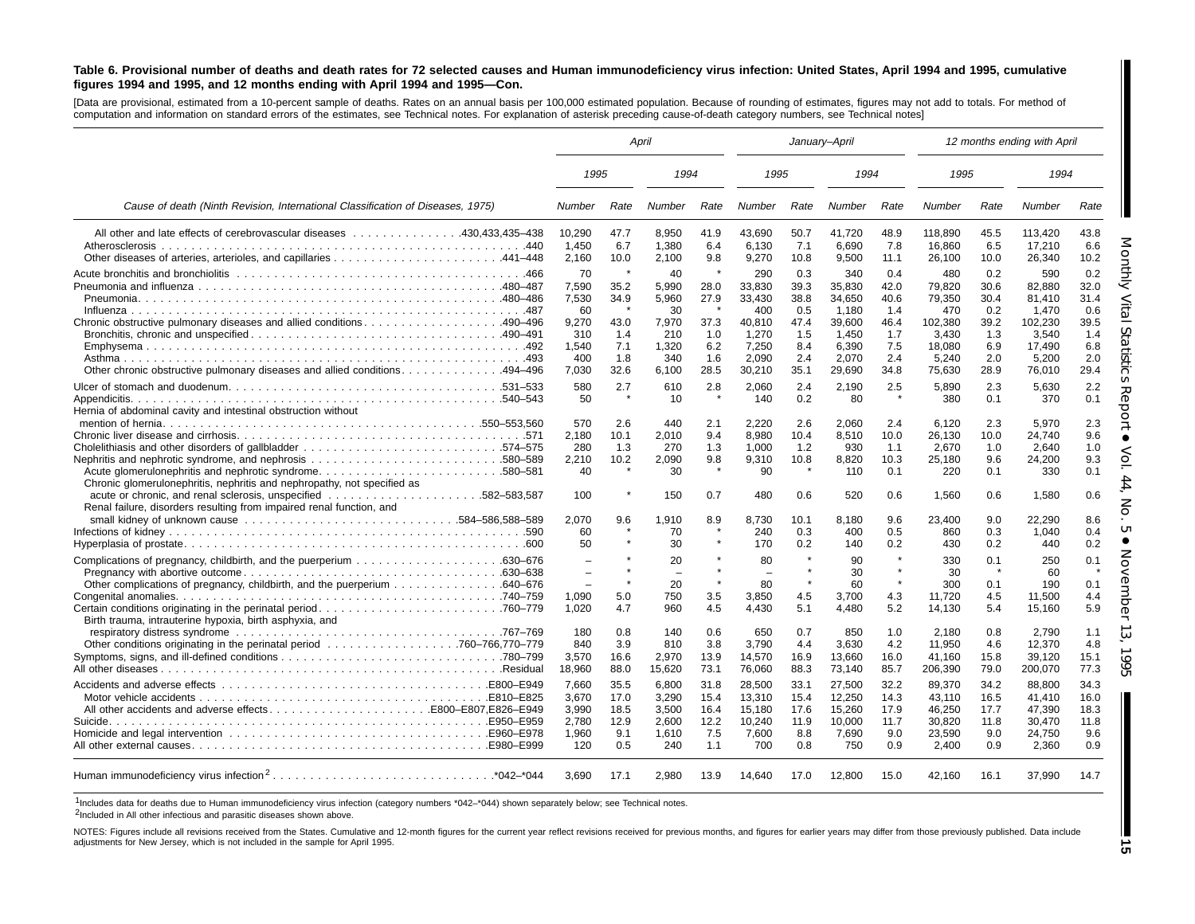**Table 6. Provisional number of deaths and death rates for 72 selected causes and Human immunodeficiency virus infection: United States, April 1994 and 1995, cumulative figures 1994 and 1995, and 12 months ending with April 1994 and 1995—Con.**

[Data are provisional, estimated from a 10-percent sample of deaths. Rates on an annual basis per 100,000 estimated population. Because of rounding of estimates, figures may not add to totals. For method of computation and information on standard errors of the estimates, see Technical notes. For explanation of asterisk preceding cause-of-death category numbers, see Technical notes]

| Cause of death (Ninth Revision, International Classification of Diseases, 1975) | April 1995 Number | April 1995 Rate | April 1994 Number | April 1994 Rate | January–April 1995 Number | January–April 1995 Rate | January–April 1994 Number | January–April 1994 Rate | 12 months ending with April 1995 Number | 12 months ending with April 1995 Rate | 12 months ending with April 1994 Number | 12 months ending with April 1994 Rate |
|---|---|---|---|---|---|---|---|---|---|---|---|---|
| All other and late effects of cerebrovascular diseases .430,433,435–438 | 10,290 | 47.7 | 8,950 | 41.9 | 43,690 | 50.7 | 41,720 | 48.9 | 118,890 | 45.5 | 113,420 | 43.8 |
| Atherosclerosis .440 | 1,450 | 6.7 | 1,380 | 6.4 | 6,130 | 7.1 | 6,690 | 7.8 | 16,860 | 6.5 | 17,210 | 6.6 |
| Other diseases of arteries, arterioles, and capillaries .441–448 | 2,160 | 10.0 | 2,100 | 9.8 | 9,270 | 10.8 | 9,500 | 11.1 | 26,100 | 10.0 | 26,340 | 10.2 |
| Acute bronchitis and bronchiolitis .466 | 70 | * | 40 | * | 290 | 0.3 | 340 | 0.4 | 480 | 0.2 | 590 | 0.2 |
| Pneumonia and influenza .480–487 | 7,590 | 35.2 | 5,990 | 28.0 | 33,830 | 39.3 | 35,830 | 42.0 | 79,820 | 30.6 | 82,880 | 32.0 |
| Pneumonia .480–486 | 7,530 | 34.9 | 5,960 | 27.9 | 33,430 | 38.8 | 34,650 | 40.6 | 79,350 | 30.4 | 81,410 | 31.4 |
| Influenza .487 | 60 | * | 30 | * | 400 | 0.5 | 1,180 | 1.4 | 470 | 0.2 | 1,470 | 0.6 |
| Chronic obstructive pulmonary diseases and allied conditions .490–496 | 9,270 | 43.0 | 7,970 | 37.3 | 40,810 | 47.4 | 39,600 | 46.4 | 102,380 | 39.2 | 102,230 | 39.5 |
| Bronchitis, chronic and unspecified .490–491 | 310 | 1.4 | 210 | 1.0 | 1,270 | 1.5 | 1,450 | 1.7 | 3,430 | 1.3 | 3,540 | 1.4 |
| Emphysema .492 | 1,540 | 7.1 | 1,320 | 6.2 | 7,250 | 8.4 | 6,390 | 7.5 | 18,080 | 6.9 | 17,490 | 6.8 |
| Asthma .493 | 400 | 1.8 | 340 | 1.6 | 2,090 | 2.4 | 2,070 | 2.4 | 5,240 | 2.0 | 5,200 | 2.0 |
| Other chronic obstructive pulmonary diseases and allied conditions .494–496 | 7,030 | 32.6 | 6,100 | 28.5 | 30,210 | 35.1 | 29,690 | 34.8 | 75,630 | 28.9 | 76,010 | 29.4 |
| Ulcer of stomach and duodenum .531–533 | 580 | 2.7 | 610 | 2.8 | 2,060 | 2.4 | 2,190 | 2.5 | 5,890 | 2.3 | 5,630 | 2.2 |
| Appendicitis .540–543 | 50 | * | 10 | * | 140 | 0.2 | 80 | * | 380 | 0.1 | 370 | 0.1 |
| Hernia of abdominal cavity and intestinal obstruction without mention of hernia .550–553,560 | 570 | 2.6 | 440 | 2.1 | 2,220 | 2.6 | 2,060 | 2.4 | 6,120 | 2.3 | 5,970 | 2.3 |
| Chronic liver disease and cirrhosis .571 | 2,180 | 10.1 | 2,010 | 9.4 | 8,980 | 10.4 | 8,510 | 10.0 | 26,130 | 10.0 | 24,740 | 9.6 |
| Cholelithiasis and other disorders of gallbladder .574–575 | 280 | 1.3 | 270 | 1.3 | 1,000 | 1.2 | 930 | 1.1 | 2,670 | 1.0 | 2,640 | 1.0 |
| Nephritis and nephrotic syndrome, and nephrosis .580–589 | 2,210 | 10.2 | 2,090 | 9.8 | 9,310 | 10.8 | 8,820 | 10.3 | 25,180 | 9.6 | 24,200 | 9.3 |
| Acute glomerulonephritis and nephrotic syndrome .580–581 | 40 | * | 30 | * | 90 | * | 110 | 0.1 | 220 | 0.1 | 330 | 0.1 |
| Chronic glomerulonephritis, nephritis and nephropathy, not specified as acute or chronic, and renal sclerosis, unspecified .582–583,587 | 100 | * | 150 | 0.7 | 480 | 0.6 | 520 | 0.6 | 1,560 | 0.6 | 1,580 | 0.6 |
| Renal failure, disorders resulting from impaired renal function, and small kidney of unknown cause .584–586,588–589 | 2,070 | 9.6 | 1,910 | 8.9 | 8,730 | 10.1 | 8,180 | 9.6 | 23,400 | 9.0 | 22,290 | 8.6 |
| Infections of kidney .590 | 60 | * | 70 | * | 240 | 0.3 | 400 | 0.5 | 860 | 0.3 | 1,040 | 0.4 |
| Hyperplasia of prostate .600 | 50 | * | 30 | * | 170 | 0.2 | 140 | 0.2 | 430 | 0.2 | 440 | 0.2 |
| Complications of pregnancy, childbirth, and the puerperium .630–676 | – | * | 20 | * | 80 | * | 90 | * | 330 | 0.1 | 250 | 0.1 |
| Pregnancy with abortive outcome .630–638 | – | * | – | * | – | * | 30 | * | 30 | * | 60 | * |
| Other complications of pregnancy, childbirth, and the puerperium .640–676 | – | * | 20 | * | 80 | * | 60 | * | 300 | 0.1 | 190 | 0.1 |
| Congenital anomalies .740–759 | 1,090 | 5.0 | 750 | 3.5 | 3,850 | 4.5 | 3,700 | 4.3 | 11,720 | 4.5 | 11,500 | 4.4 |
| Certain conditions originating in the perinatal period .760–779 | 1,020 | 4.7 | 960 | 4.5 | 4,430 | 5.1 | 4,480 | 5.2 | 14,130 | 5.4 | 15,160 | 5.9 |
| Birth trauma, intrauterine hypoxia, birth asphyxia, and respiratory distress syndrome .767–769 | 180 | 0.8 | 140 | 0.6 | 650 | 0.7 | 850 | 1.0 | 2,180 | 0.8 | 2,790 | 1.1 |
| Other conditions originating in the perinatal period .760–766,770–779 | 840 | 3.9 | 810 | 3.8 | 3,790 | 4.4 | 3,630 | 4.2 | 11,950 | 4.6 | 12,370 | 4.8 |
| Symptoms, signs, and ill-defined conditions .780–799 | 3,570 | 16.6 | 2,970 | 13.9 | 14,570 | 16.9 | 13,660 | 16.0 | 41,160 | 15.8 | 39,120 | 15.1 |
| All other diseases .Residual | 18,960 | 88.0 | 15,620 | 73.1 | 76,060 | 88.3 | 73,140 | 85.7 | 206,390 | 79.0 | 200,070 | 77.3 |
| Accidents and adverse effects .E800–E949 | 7,660 | 35.5 | 6,800 | 31.8 | 28,500 | 33.1 | 27,500 | 32.2 | 89,370 | 34.2 | 88,800 | 34.3 |
| Motor vehicle accidents .E810–E825 | 3,670 | 17.0 | 3,290 | 15.4 | 13,310 | 15.4 | 12,250 | 14.3 | 43,110 | 16.5 | 41,410 | 16.0 |
| All other accidents and adverse effects .E800–E807,E826–E949 | 3,990 | 18.5 | 3,500 | 16.4 | 15,180 | 17.6 | 15,260 | 17.9 | 46,250 | 17.7 | 47,390 | 18.3 |
| Suicide .E950–E959 | 2,780 | 12.9 | 2,600 | 12.2 | 10,240 | 11.9 | 10,000 | 11.7 | 30,820 | 11.8 | 30,470 | 11.8 |
| Homicide and legal intervention .E960–E978 | 1,960 | 9.1 | 1,610 | 7.5 | 7,600 | 8.8 | 7,690 | 9.0 | 23,590 | 9.0 | 24,750 | 9.6 |
| All other external causes .E980–E999 | 120 | 0.5 | 240 | 1.1 | 700 | 0.8 | 750 | 0.9 | 2,400 | 0.9 | 2,360 | 0.9 |
| Human immunodeficiency virus infection[2] .*042–*044 | 3,690 | 17.1 | 2,980 | 13.9 | 14,640 | 17.0 | 12,800 | 15.0 | 42,160 | 16.1 | 37,990 | 14.7 |

[1]Includes data for deaths due to Human immunodeficiency virus infection (category numbers *042–*044) shown separately below; see Technical notes.

[2]Included in All other infectious and parasitic diseases shown above.

NOTES: Figures include all revisions received from the States. Cumulative and 12-month figures for the current year reflect revisions received for previous months, and figures for earlier years may differ from those previously published. Data include adjustments for New Jersey, which is not included in the sample for April 1995.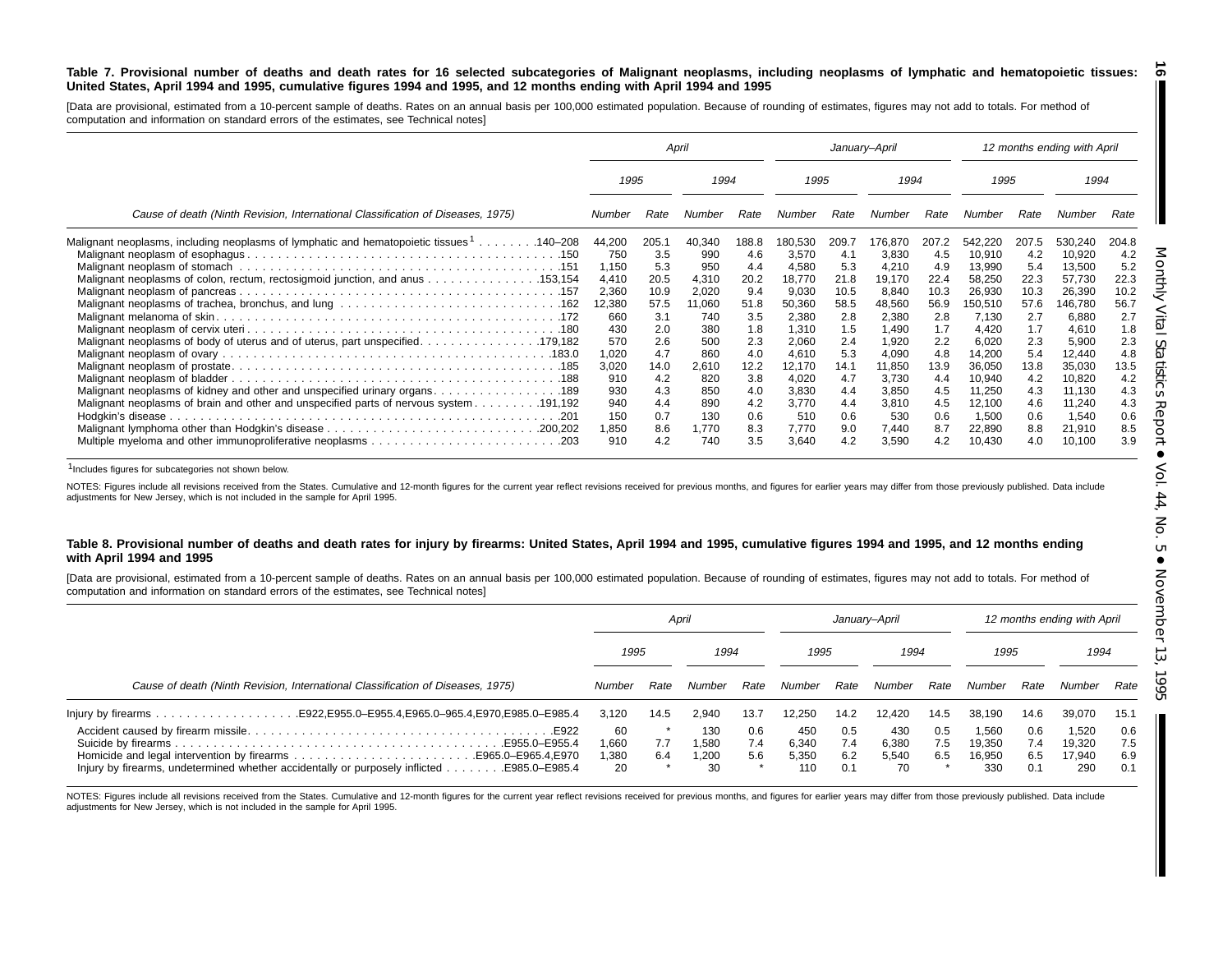**Table 7. Provisional number of deaths and death rates for 16 selected subcategories of Malignant neoplasms, including neoplasms of lymphatic and hematopoietic tissues: United States, April 1994 and 1995, cumulative figures 1994 and 1995, and 12 months ending with April 1994 and 1995**

[Data are provisional, estimated from a 10-percent sample of deaths. Rates on an annual basis per 100,000 estimated population. Because of rounding of estimates, figures may not add to totals. For method of computation and information on standard errors of the estimates, see Technical notes]

| Cause of death (Ninth Revision, International Classification of Diseases, 1975) | April | | | | January–April | | | | 12 months ending with April | | | |
|---|---|---|---|---|---|---|---|---|---|---|---|---|
| | 1995 | | 1994 | | 1995 | | 1994 | | 1995 | | 1994 | |
| | Number | Rate | Number | Rate | Number | Rate | Number | Rate | Number | Rate | Number | Rate |
| Malignant neoplasms, including neoplasms of lymphatic and hematopoietic tissues[1] . . . . . . . .140–208 | 44,200 | 205.1 | 40,340 | 188.8 | 180,530 | 209.7 | 176,870 | 207.2 | 542,220 | 207.5 | 530,240 | 204.8 |
| Malignant neoplasm of esophagus . . . . . .150 | 750 | 3.5 | 990 | 4.6 | 3,570 | 4.1 | 3,830 | 4.5 | 10,910 | 4.2 | 10,920 | 4.2 |
| Malignant neoplasm of stomach . . . . . .151 | 1,150 | 5.3 | 950 | 4.4 | 4,580 | 5.3 | 4,210 | 4.9 | 13,990 | 5.4 | 13,500 | 5.2 |
| Malignant neoplasms of colon, rectum, rectosigmoid junction, and anus . . . . . .153,154 | 4,410 | 20.5 | 4,310 | 20.2 | 18,770 | 21.8 | 19,170 | 22.4 | 58,250 | 22.3 | 57,730 | 22.3 |
| Malignant neoplasm of pancreas . . . . . .157 | 2,360 | 10.9 | 2,020 | 9.4 | 9,030 | 10.5 | 8,840 | 10.3 | 26,930 | 10.3 | 26,390 | 10.2 |
| Malignant neoplasms of trachea, bronchus, and lung . . . . . .162 | 12,380 | 57.5 | 11,060 | 51.8 | 50,360 | 58.5 | 48,560 | 56.9 | 150,510 | 57.6 | 146,780 | 56.7 |
| Malignant melanoma of skin . . . . . .172 | 660 | 3.1 | 740 | 3.5 | 2,380 | 2.8 | 2,380 | 2.8 | 7,130 | 2.7 | 6,880 | 2.7 |
| Malignant neoplasm of cervix uteri . . . . . .180 | 430 | 2.0 | 380 | 1.8 | 1,310 | 1.5 | 1,490 | 1.7 | 4,420 | 1.7 | 4,610 | 1.8 |
| Malignant neoplasms of body of uterus and of uterus, part unspecified . . . . . .179,182 | 570 | 2.6 | 500 | 2.3 | 2,060 | 2.4 | 1,920 | 2.2 | 6,020 | 2.3 | 5,900 | 2.3 |
| Malignant neoplasm of ovary . . . . . .183.0 | 1,020 | 4.7 | 860 | 4.0 | 4,610 | 5.3 | 4,090 | 4.8 | 14,200 | 5.4 | 12,440 | 4.8 |
| Malignant neoplasm of prostate . . . . . .185 | 3,020 | 14.0 | 2,610 | 12.2 | 12,170 | 14.1 | 11,850 | 13.9 | 36,050 | 13.8 | 35,030 | 13.5 |
| Malignant neoplasm of bladder . . . . . .188 | 910 | 4.2 | 820 | 3.8 | 4,020 | 4.7 | 3,730 | 4.4 | 10,940 | 4.2 | 10,820 | 4.2 |
| Malignant neoplasms of kidney and other and unspecified urinary organs . . . . . .189 | 930 | 4.3 | 850 | 4.0 | 3,830 | 4.4 | 3,850 | 4.5 | 11,250 | 4.3 | 11,130 | 4.3 |
| Malignant neoplasms of brain and other and unspecified parts of nervous system . . . . . .191,192 | 940 | 4.4 | 890 | 4.2 | 3,770 | 4.4 | 3,810 | 4.5 | 12,100 | 4.6 | 11,240 | 4.3 |
| Hodgkin's disease . . . . . .201 | 150 | 0.7 | 130 | 0.6 | 510 | 0.6 | 530 | 0.6 | 1,500 | 0.6 | 1,540 | 0.6 |
| Malignant lymphoma other than Hodgkin's disease . . . . . .200,202 | 1,850 | 8.6 | 1,770 | 8.3 | 7,770 | 9.0 | 7,440 | 8.7 | 22,890 | 8.8 | 21,910 | 8.5 |
| Multiple myeloma and other immunoproliferative neoplasms . . . . . .203 | 910 | 4.2 | 740 | 3.5 | 3,640 | 4.2 | 3,590 | 4.2 | 10,430 | 4.0 | 10,100 | 3.9 |

[1]Includes figures for subcategories not shown below.

NOTES: Figures include all revisions received from the States. Cumulative and 12-month figures for the current year reflect revisions received for previous months, and figures for earlier years may differ from those previously published. Data include adjustments for New Jersey, which is not included in the sample for April 1995.

**Table 8. Provisional number of deaths and death rates for injury by firearms: United States, April 1994 and 1995, cumulative figures 1994 and 1995, and 12 months ending with April 1994 and 1995**

[Data are provisional, estimated from a 10-percent sample of deaths. Rates on an annual basis per 100,000 estimated population. Because of rounding of estimates, figures may not add to totals. For method of computation and information on standard errors of the estimates, see Technical notes]

| Cause of death (Ninth Revision, International Classification of Diseases, 1975) | April | | | | January–April | | | | 12 months ending with April | | | |
|---|---|---|---|---|---|---|---|---|---|---|---|---|
| | 1995 | | 1994 | | 1995 | | 1994 | | 1995 | | 1994 | |
| | Number | Rate | Number | Rate | Number | Rate | Number | Rate | Number | Rate | Number | Rate |
| Injury by firearms . . . . . .E922,E955.0–E955.4,E965.0–965.4,E970,E985.0–E985.4 | 3,120 | 14.5 | 2,940 | 13.7 | 12,250 | 14.2 | 12,420 | 14.5 | 38,190 | 14.6 | 39,070 | 15.1 |
| Accident caused by firearm missile . . . . . .E922 | 60 | * | 130 | 0.6 | 450 | 0.5 | 430 | 0.5 | 1,560 | 0.6 | 1,520 | 0.6 |
| Suicide by firearms . . . . . .E955.0–E955.4 | 1,660 | 7.7 | 1,580 | 7.4 | 6,340 | 7.4 | 6,380 | 7.5 | 19,350 | 7.4 | 19,320 | 7.5 |
| Homicide and legal intervention by firearms . . . . . .E965.0–E965.4,E970 | 1,380 | 6.4 | 1,200 | 5.6 | 5,350 | 6.2 | 5,540 | 6.5 | 16,950 | 6.5 | 17,940 | 6.9 |
| Injury by firearms, undetermined whether accidentally or purposely inflicted . . . . . .E985.0–E985.4 | 20 | * | 30 | * | 110 | 0.1 | 70 | * | 330 | 0.1 | 290 | 0.1 |

NOTES: Figures include all revisions received from the States. Cumulative and 12-month figures for the current year reflect revisions received for previous months, and figures for earlier years may differ from those previously published. Data include adjustments for New Jersey, which is not included in the sample for April 1995.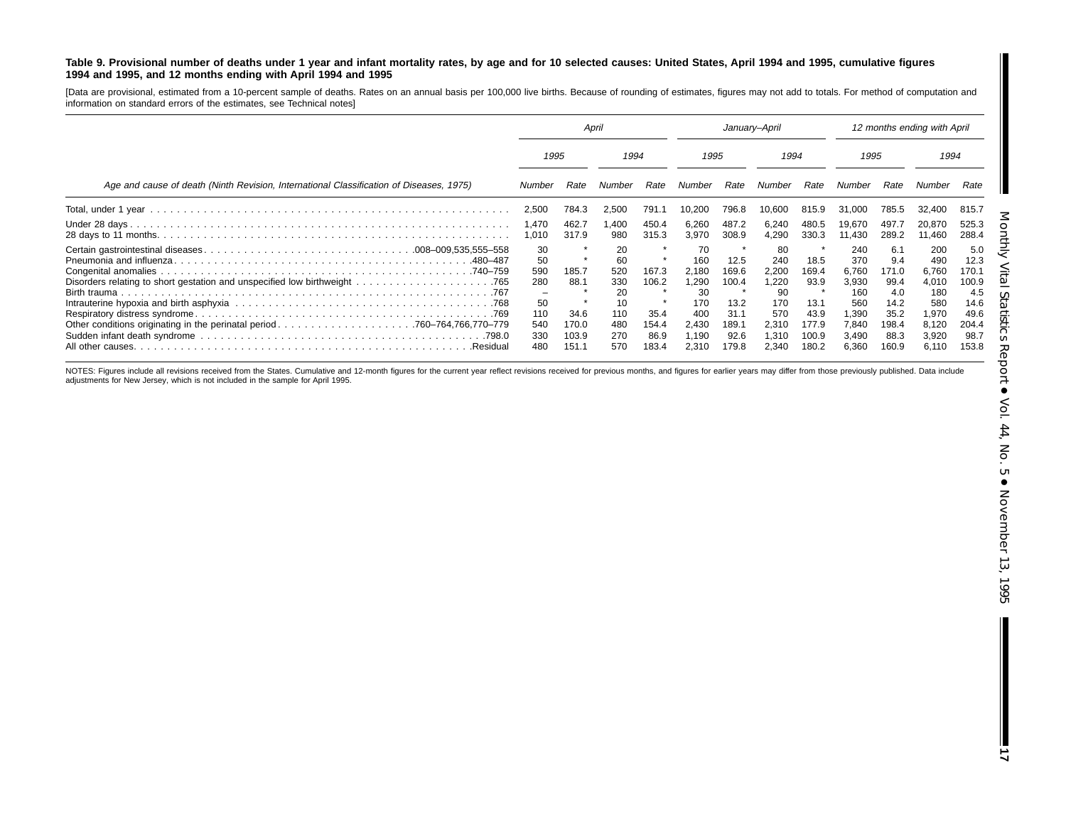**Table 9. Provisional number of deaths under 1 year and infant mortality rates, by age and for 10 selected causes: United States, April 1994 and 1995, cumulative figures 1994 and 1995, and 12 months ending with April 1994 and 1995**

[Data are provisional, estimated from a 10-percent sample of deaths. Rates on an annual basis per 100,000 live births. Because of rounding of estimates, figures may not add to totals. For method of computation and information on standard errors of the estimates, see Technical notes]

| Age and cause of death (Ninth Revision, International Classification of Diseases, 1975) | April | | | | January–April | | | | 12 months ending with April | | | |
|---|---|---|---|---|---|---|---|---|---|---|---|---|
| | 1995 | | 1994 | | 1995 | | 1994 | | 1995 | | 1994 | |
| | Number | Rate | Number | Rate | Number | Rate | Number | Rate | Number | Rate | Number | Rate |
| Total, under 1 year | 2,500 | 784.3 | 2,500 | 791.1 | 10,200 | 796.8 | 10,600 | 815.9 | 31,000 | 785.5 | 32,400 | 815.7 |
| Under 28 days | 1,470 | 462.7 | 1,400 | 450.4 | 6,260 | 487.2 | 6,240 | 480.5 | 19,670 | 497.7 | 20,870 | 525.3 |
| 28 days to 11 months | 1,010 | 317.9 | 980 | 315.3 | 3,970 | 308.9 | 4,290 | 330.3 | 11,430 | 289.2 | 11,460 | 288.4 |
| Certain gastrointestinal diseases ....008–009,535,555–558 | 30 | * | 20 | * | 70 | * | 80 | * | 240 | 6.1 | 200 | 5.0 |
| Pneumonia and influenza ....480–487 | 50 | * | 60 | * | 160 | 12.5 | 240 | 18.5 | 370 | 9.4 | 490 | 12.3 |
| Congenital anomalies ....740–759 | 590 | 185.7 | 520 | 167.3 | 2,180 | 169.6 | 2,200 | 169.4 | 6,760 | 171.0 | 6,760 | 170.1 |
| Disorders relating to short gestation and unspecified low birthweight ....765 | 280 | 88.1 | 330 | 106.2 | 1,290 | 100.4 | 1,220 | 93.9 | 3,930 | 99.4 | 4,010 | 100.9 |
| Birth trauma ....767 | – | * | 20 | * | 30 | * | 90 | * | 160 | 4.0 | 180 | 4.5 |
| Intrauterine hypoxia and birth asphyxia ....768 | 50 | * | 10 | * | 170 | 13.2 | 170 | 13.1 | 560 | 14.2 | 580 | 14.6 |
| Respiratory distress syndrome ....769 | 110 | 34.6 | 110 | 35.4 | 400 | 31.1 | 570 | 43.9 | 1,390 | 35.2 | 1,970 | 49.6 |
| Other conditions originating in the perinatal period ....760–764,766,770–779 | 540 | 170.0 | 480 | 154.4 | 2,430 | 189.1 | 2,310 | 177.9 | 7,840 | 198.4 | 8,120 | 204.4 |
| Sudden infant death syndrome ....798.0 | 330 | 103.9 | 270 | 86.9 | 1,190 | 92.6 | 1,310 | 100.9 | 3,490 | 88.3 | 3,920 | 98.7 |
| All other causes ....Residual | 480 | 151.1 | 570 | 183.4 | 2,310 | 179.8 | 2,340 | 180.2 | 6,360 | 160.9 | 6,110 | 153.8 |

NOTES: Figures include all revisions received from the States. Cumulative and 12-month figures for the current year reflect revisions received for previous months, and figures for earlier years may differ from those previously published. Data include adjustments for New Jersey, which is not included in the sample for April 1995.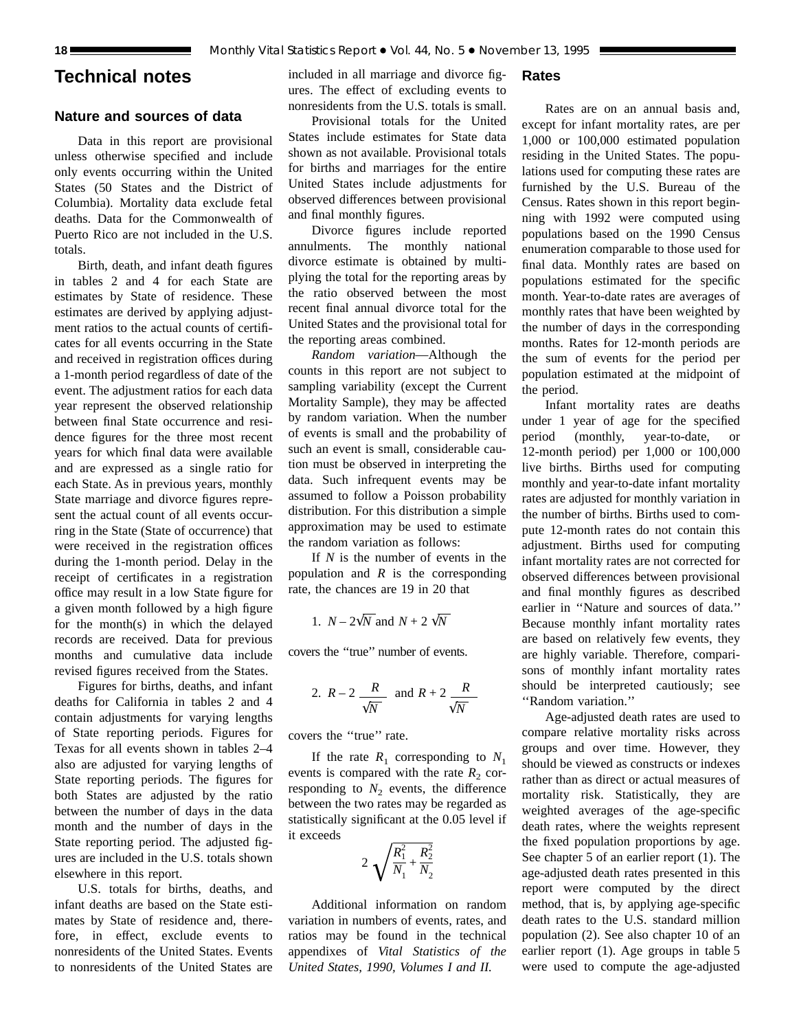# Technical notes

## Nature and sources of data

Data in this report are provisional unless otherwise specified and include only events occurring within the United States (50 States and the District of Columbia). Mortality data exclude fetal deaths. Data for the Commonwealth of Puerto Rico are not included in the U.S. totals.

Birth, death, and infant death figures in tables 2 and 4 for each State are estimates by State of residence. These estimates are derived by applying adjustment ratios to the actual counts of certificates for all events occurring in the State and received in registration offices during a 1-month period regardless of date of the event. The adjustment ratios for each data year represent the observed relationship between final State occurrence and residence figures for the three most recent years for which final data were available and are expressed as a single ratio for each State. As in previous years, monthly State marriage and divorce figures represent the actual count of all events occurring in the State (State of occurrence) that were received in the registration offices during the 1-month period. Delay in the receipt of certificates in a registration office may result in a low State figure for a given month followed by a high figure for the month(s) in which the delayed records are received. Data for previous months and cumulative data include revised figures received from the States.

Figures for births, deaths, and infant deaths for California in tables 2 and 4 contain adjustments for varying lengths of State reporting periods. Figures for Texas for all events shown in tables 2–4 also are adjusted for varying lengths of State reporting periods. The figures for both States are adjusted by the ratio between the number of days in the data month and the number of days in the State reporting period. The adjusted figures are included in the U.S. totals shown elsewhere in this report.

U.S. totals for births, deaths, and infant deaths are based on the State estimates by State of residence and, therefore, in effect, exclude events to nonresidents of the United States. Events to nonresidents of the United States are included in all marriage and divorce figures. The effect of excluding events to nonresidents from the U.S. totals is small.

Provisional totals for the United States include estimates for State data shown as not available. Provisional totals for births and marriages for the entire United States include adjustments for observed differences between provisional and final monthly figures.

Divorce figures include reported annulments. The monthly national divorce estimate is obtained by multiplying the total for the reporting areas by the ratio observed between the most recent final annual divorce total for the United States and the provisional total for the reporting areas combined.

*Random variation*—Although the counts in this report are not subject to sampling variability (except the Current Mortality Sample), they may be affected by random variation. When the number of events is small and the probability of such an event is small, considerable caution must be observed in interpreting the data. Such infrequent events may be assumed to follow a Poisson probability distribution. For this distribution a simple approximation may be used to estimate the random variation as follows:

If $N$ is the number of events in the population and $R$ is the corresponding rate, the chances are 19 in 20 that

1. $N - 2\sqrt{N}$ and $N + 2\sqrt{N}$

covers the ''true'' number of events.

2. $R - 2\dfrac{R}{\sqrt{N}}$ and $R + 2\dfrac{R}{\sqrt{N}}$

covers the ''true'' rate.

If the rate $R_1$ corresponding to $N_1$ events is compared with the rate $R_2$ corresponding to $N_2$ events, the difference between the two rates may be regarded as statistically significant at the 0.05 level if it exceeds

$$2\sqrt{\frac{R_1^2}{N_1} + \frac{R_2^2}{N_2}}$$

Additional information on random variation in numbers of events, rates, and ratios may be found in the technical appendixes of *Vital Statistics of the United States, 1990, Volumes I and II.*

## Rates

Rates are on an annual basis and, except for infant mortality rates, are per 1,000 or 100,000 estimated population residing in the United States. The populations used for computing these rates are furnished by the U.S. Bureau of the Census. Rates shown in this report beginning with 1992 were computed using populations based on the 1990 Census enumeration comparable to those used for final data. Monthly rates are based on populations estimated for the specific month. Year-to-date rates are averages of monthly rates that have been weighted by the number of days in the corresponding months. Rates for 12-month periods are the sum of events for the period per population estimated at the midpoint of the period.

Infant mortality rates are deaths under 1 year of age for the specified period (monthly, year-to-date, or 12-month period) per 1,000 or 100,000 live births. Births used for computing monthly and year-to-date infant mortality rates are adjusted for monthly variation in the number of births. Births used to compute 12-month rates do not contain this adjustment. Births used for computing infant mortality rates are not corrected for observed differences between provisional and final monthly figures as described earlier in ''Nature and sources of data.'' Because monthly infant mortality rates are based on relatively few events, they are highly variable. Therefore, comparisons of monthly infant mortality rates should be interpreted cautiously; see ''Random variation.''

Age-adjusted death rates are used to compare relative mortality risks across groups and over time. However, they should be viewed as constructs or indexes rather than as direct or actual measures of mortality risk. Statistically, they are weighted averages of the age-specific death rates, where the weights represent the fixed population proportions by age. See chapter 5 of an earlier report (1). The age-adjusted death rates presented in this report were computed by the direct method, that is, by applying age-specific death rates to the U.S. standard million population (2). See also chapter 10 of an earlier report (1). Age groups in table 5 were used to compute the age-adjusted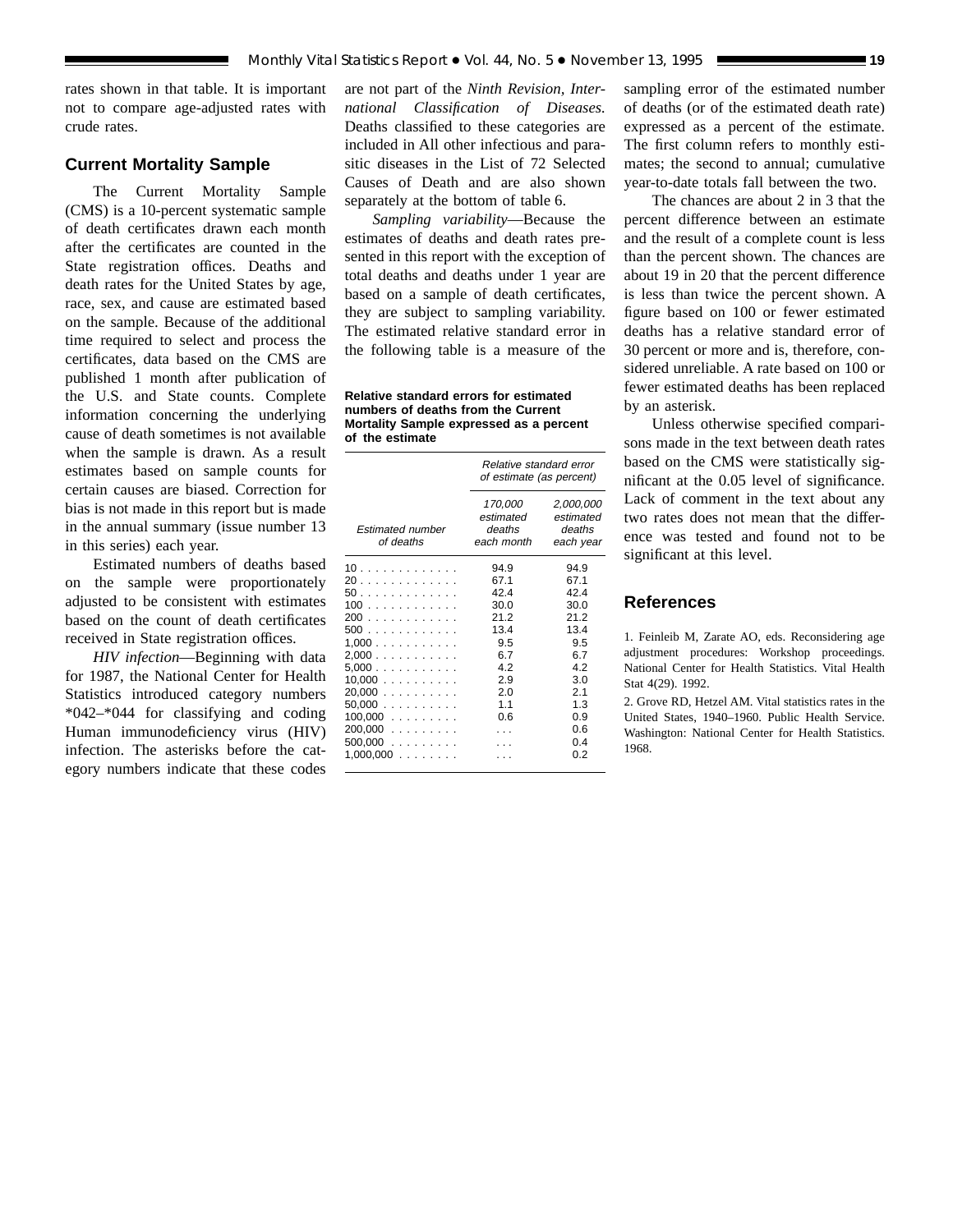rates shown in that table. It is important not to compare age-adjusted rates with crude rates.

## Current Mortality Sample

The Current Mortality Sample (CMS) is a 10-percent systematic sample of death certificates drawn each month after the certificates are counted in the State registration offices. Deaths and death rates for the United States by age, race, sex, and cause are estimated based on the sample. Because of the additional time required to select and process the certificates, data based on the CMS are published 1 month after publication of the U.S. and State counts. Complete information concerning the underlying cause of death sometimes is not available when the sample is drawn. As a result estimates based on sample counts for certain causes are biased. Correction for bias is not made in this report but is made in the annual summary (issue number 13 in this series) each year.

Estimated numbers of deaths based on the sample were proportionately adjusted to be consistent with estimates based on the count of death certificates received in State registration offices.

*HIV infection*—Beginning with data for 1987, the National Center for Health Statistics introduced category numbers *042–*044 for classifying and coding Human immunodeficiency virus (HIV) infection. The asterisks before the category numbers indicate that these codes are not part of the *Ninth Revision, International Classification of Diseases.* Deaths classified to these categories are included in All other infectious and parasitic diseases in the List of 72 Selected Causes of Death and are also shown separately at the bottom of table 6.

*Sampling variability*—Because the estimates of deaths and death rates presented in this report with the exception of total deaths and deaths under 1 year are based on a sample of death certificates, they are subject to sampling variability. The estimated relative standard error in the following table is a measure of the sampling error of the estimated number of deaths (or of the estimated death rate) expressed as a percent of the estimate. The first column refers to monthly estimates; the second to annual; cumulative year-to-date totals fall between the two.

**Relative standard errors for estimated numbers of deaths from the Current Mortality Sample expressed as a percent of the estimate**

| Estimated number of deaths | Relative standard error of estimate (as percent) | |
|---|---|---|
| | 170,000 estimated deaths each month | 2,000,000 estimated deaths each year |
| 10 | 94.9 | 94.9 |
| 20 | 67.1 | 67.1 |
| 50 | 42.4 | 42.4 |
| 100 | 30.0 | 30.0 |
| 200 | 21.2 | 21.2 |
| 500 | 13.4 | 13.4 |
| 1,000 | 9.5 | 9.5 |
| 2,000 | 6.7 | 6.7 |
| 5,000 | 4.2 | 4.2 |
| 10,000 | 2.9 | 3.0 |
| 20,000 | 2.0 | 2.1 |
| 50,000 | 1.1 | 1.3 |
| 100,000 | 0.6 | 0.9 |
| 200,000 | . . . | 0.6 |
| 500,000 | . . . | 0.4 |
| 1,000,000 | . . . | 0.2 |

The chances are about 2 in 3 that the percent difference between an estimate and the result of a complete count is less than the percent shown. The chances are about 19 in 20 that the percent difference is less than twice the percent shown. A figure based on 100 or fewer estimated deaths has a relative standard error of 30 percent or more and is, therefore, considered unreliable. A rate based on 100 or fewer estimated deaths has been replaced by an asterisk.

Unless otherwise specified comparisons made in the text between death rates based on the CMS were statistically significant at the 0.05 level of significance. Lack of comment in the text about any two rates does not mean that the difference was tested and found not to be significant at this level.

## References

1. Feinleib M, Zarate AO, eds. Reconsidering age adjustment procedures: Workshop proceedings. National Center for Health Statistics. Vital Health Stat 4(29). 1992.

2. Grove RD, Hetzel AM. Vital statistics rates in the United States, 1940–1960. Public Health Service. Washington: National Center for Health Statistics. 1968.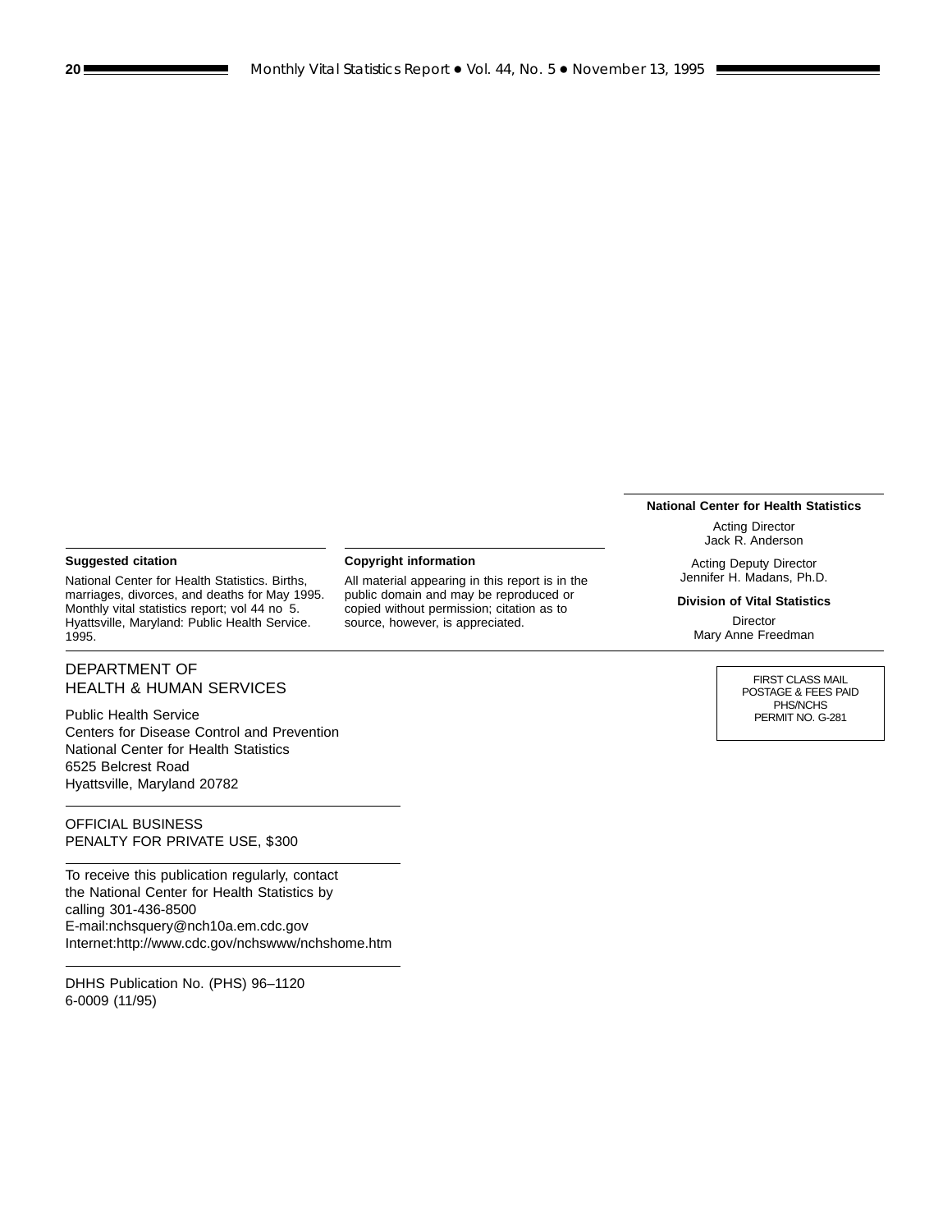**National Center for Health Statistics**

Acting Director
Jack R. Anderson

Acting Deputy Director
Jennifer H. Madans, Ph.D.

**Division of Vital Statistics**

Director
Mary Anne Freedman

**Suggested citation**

National Center for Health Statistics. Births, marriages, divorces, and deaths for May 1995. Monthly vital statistics report; vol 44 no 5. Hyattsville, Maryland: Public Health Service. 1995.

**Copyright information**

All material appearing in this report is in the public domain and may be reproduced or copied without permission; citation as to source, however, is appreciated.

DEPARTMENT OF
HEALTH & HUMAN SERVICES

Public Health Service
Centers for Disease Control and Prevention
National Center for Health Statistics
6525 Belcrest Road
Hyattsville, Maryland 20782

OFFICIAL BUSINESS
PENALTY FOR PRIVATE USE, $300

To receive this publication regularly, contact the National Center for Health Statistics by calling 301-436-8500
E-mail:nchsquery@nch10a.em.cdc.gov
Internet:http://www.cdc.gov/nchswww/nchshome.htm

DHHS Publication No. (PHS) 96–1120
6-0009 (11/95)

FIRST CLASS MAIL
POSTAGE & FEES PAID
PHS/NCHS
PERMIT NO. G-281